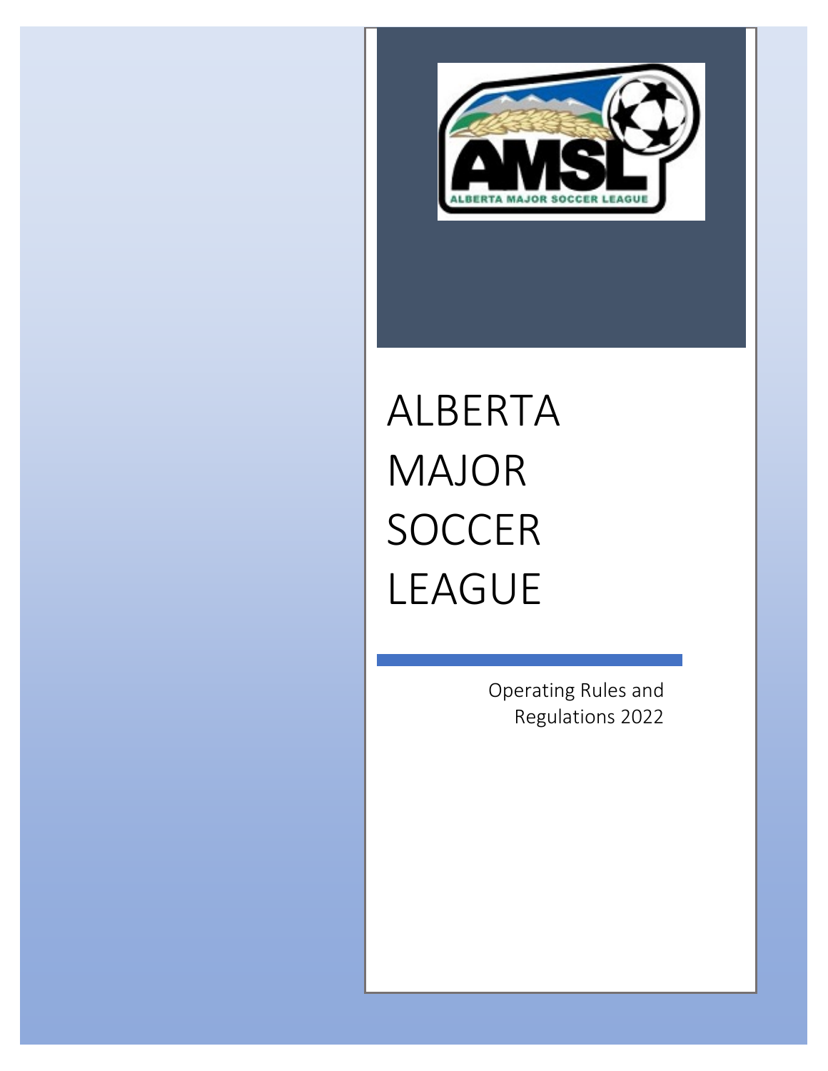# ALBERTA MAJOR SOCCER LEAGUE

Operating Rules and Regulations 2022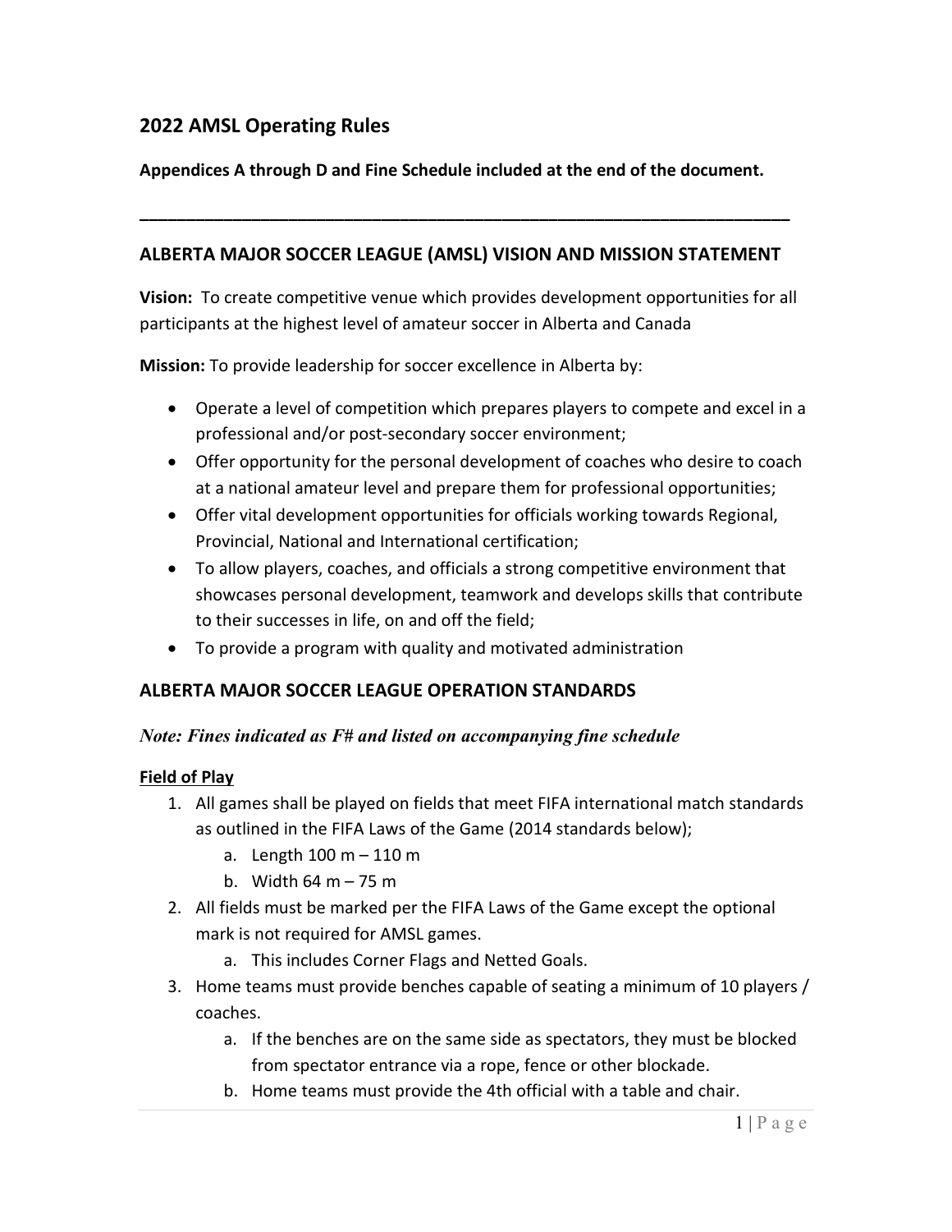# 2022 AMSL Operating Rules

**Appendices A through D and Fine Schedule included at the end of the document.**

---

## ALBERTA MAJOR SOCCER LEAGUE (AMSL) VISION AND MISSION STATEMENT

**Vision:** To create competitive venue which provides development opportunities for all participants at the highest level of amateur soccer in Alberta and Canada

**Mission:** To provide leadership for soccer excellence in Alberta by:

- Operate a level of competition which prepares players to compete and excel in a professional and/or post-secondary soccer environment;
- Offer opportunity for the personal development of coaches who desire to coach at a national amateur level and prepare them for professional opportunities;
- Offer vital development opportunities for officials working towards Regional, Provincial, National and International certification;
- To allow players, coaches, and officials a strong competitive environment that showcases personal development, teamwork and develops skills that contribute to their successes in life, on and off the field;
- To provide a program with quality and motivated administration

## ALBERTA MAJOR SOCCER LEAGUE OPERATION STANDARDS

### *Note: Fines indicated as F# and listed on accompanying fine schedule*

**Field of Play**

1. All games shall be played on fields that meet FIFA international match standards as outlined in the FIFA Laws of the Game (2014 standards below);
   a. Length 100 m – 110 m
   b. Width 64 m – 75 m
2. All fields must be marked per the FIFA Laws of the Game except the optional mark is not required for AMSL games.
   a. This includes Corner Flags and Netted Goals.
3. Home teams must provide benches capable of seating a minimum of 10 players / coaches.
   a. If the benches are on the same side as spectators, they must be blocked from spectator entrance via a rope, fence or other blockade.
   b. Home teams must provide the 4th official with a table and chair.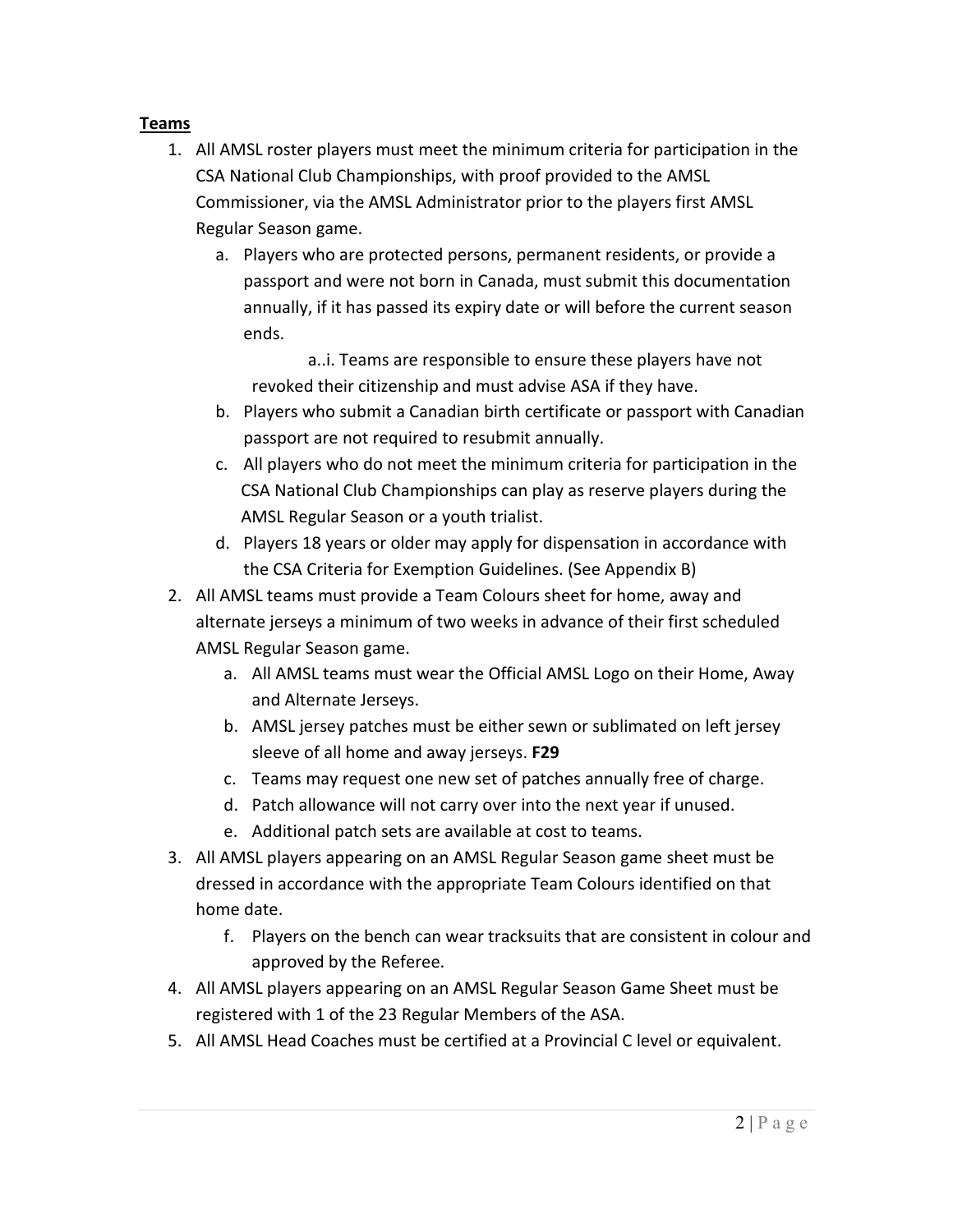**Teams**

1. All AMSL roster players must meet the minimum criteria for participation in the CSA National Club Championships, with proof provided to the AMSL Commissioner, via the AMSL Administrator prior to the players first AMSL Regular Season game.
   a. Players who are protected persons, permanent residents, or provide a passport and were not born in Canada, must submit this documentation annually, if it has passed its expiry date or will before the current season ends.
      a..i. Teams are responsible to ensure these players have not revoked their citizenship and must advise ASA if they have.
   b. Players who submit a Canadian birth certificate or passport with Canadian passport are not required to resubmit annually.
   c. All players who do not meet the minimum criteria for participation in the CSA National Club Championships can play as reserve players during the AMSL Regular Season or a youth trialist.
   d. Players 18 years or older may apply for dispensation in accordance with the CSA Criteria for Exemption Guidelines. (See Appendix B)
2. All AMSL teams must provide a Team Colours sheet for home, away and alternate jerseys a minimum of two weeks in advance of their first scheduled AMSL Regular Season game.
   a. All AMSL teams must wear the Official AMSL Logo on their Home, Away and Alternate Jerseys.
   b. AMSL jersey patches must be either sewn or sublimated on left jersey sleeve of all home and away jerseys. **F29**
   c. Teams may request one new set of patches annually free of charge.
   d. Patch allowance will not carry over into the next year if unused.
   e. Additional patch sets are available at cost to teams.
3. All AMSL players appearing on an AMSL Regular Season game sheet must be dressed in accordance with the appropriate Team Colours identified on that home date.
   f. Players on the bench can wear tracksuits that are consistent in colour and approved by the Referee.
4. All AMSL players appearing on an AMSL Regular Season Game Sheet must be registered with 1 of the 23 Regular Members of the ASA.
5. All AMSL Head Coaches must be certified at a Provincial C level or equivalent.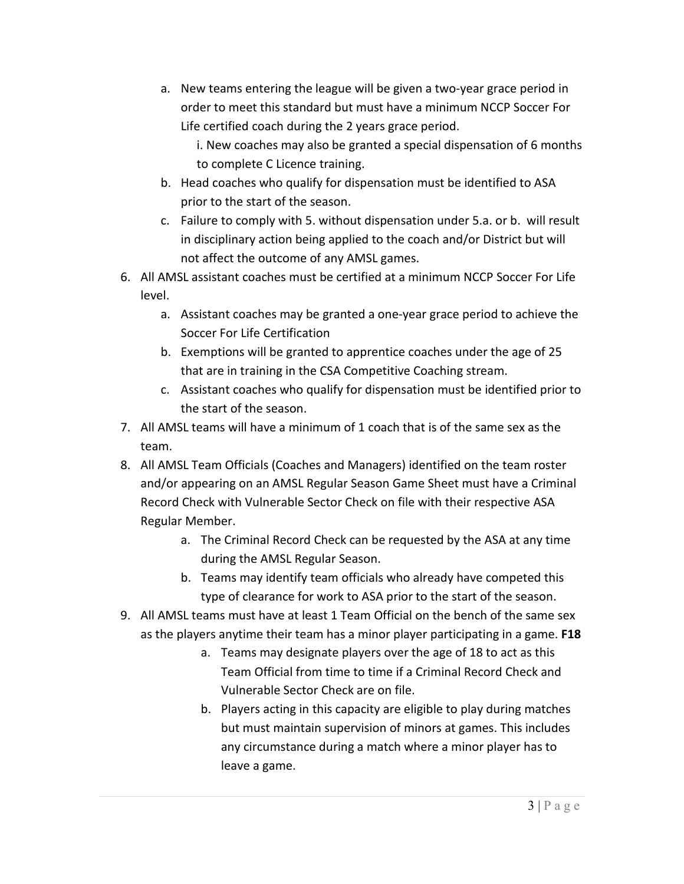a. New teams entering the league will be given a two-year grace period in order to meet this standard but must have a minimum NCCP Soccer For Life certified coach during the 2 years grace period.
      i. New coaches may also be granted a special dispensation of 6 months to complete C Licence training.
   b. Head coaches who qualify for dispensation must be identified to ASA prior to the start of the season.
   c. Failure to comply with 5. without dispensation under 5.a. or b. will result in disciplinary action being applied to the coach and/or District but will not affect the outcome of any AMSL games.
6. All AMSL assistant coaches must be certified at a minimum NCCP Soccer For Life level.
   a. Assistant coaches may be granted a one-year grace period to achieve the Soccer For Life Certification
   b. Exemptions will be granted to apprentice coaches under the age of 25 that are in training in the CSA Competitive Coaching stream.
   c. Assistant coaches who qualify for dispensation must be identified prior to the start of the season.
7. All AMSL teams will have a minimum of 1 coach that is of the same sex as the team.
8. All AMSL Team Officials (Coaches and Managers) identified on the team roster and/or appearing on an AMSL Regular Season Game Sheet must have a Criminal Record Check with Vulnerable Sector Check on file with their respective ASA Regular Member.
   a. The Criminal Record Check can be requested by the ASA at any time during the AMSL Regular Season.
   b. Teams may identify team officials who already have competed this type of clearance for work to ASA prior to the start of the season.
9. All AMSL teams must have at least 1 Team Official on the bench of the same sex as the players anytime their team has a minor player participating in a game. **F18**
   a. Teams may designate players over the age of 18 to act as this Team Official from time to time if a Criminal Record Check and Vulnerable Sector Check are on file.
   b. Players acting in this capacity are eligible to play during matches but must maintain supervision of minors at games. This includes any circumstance during a match where a minor player has to leave a game.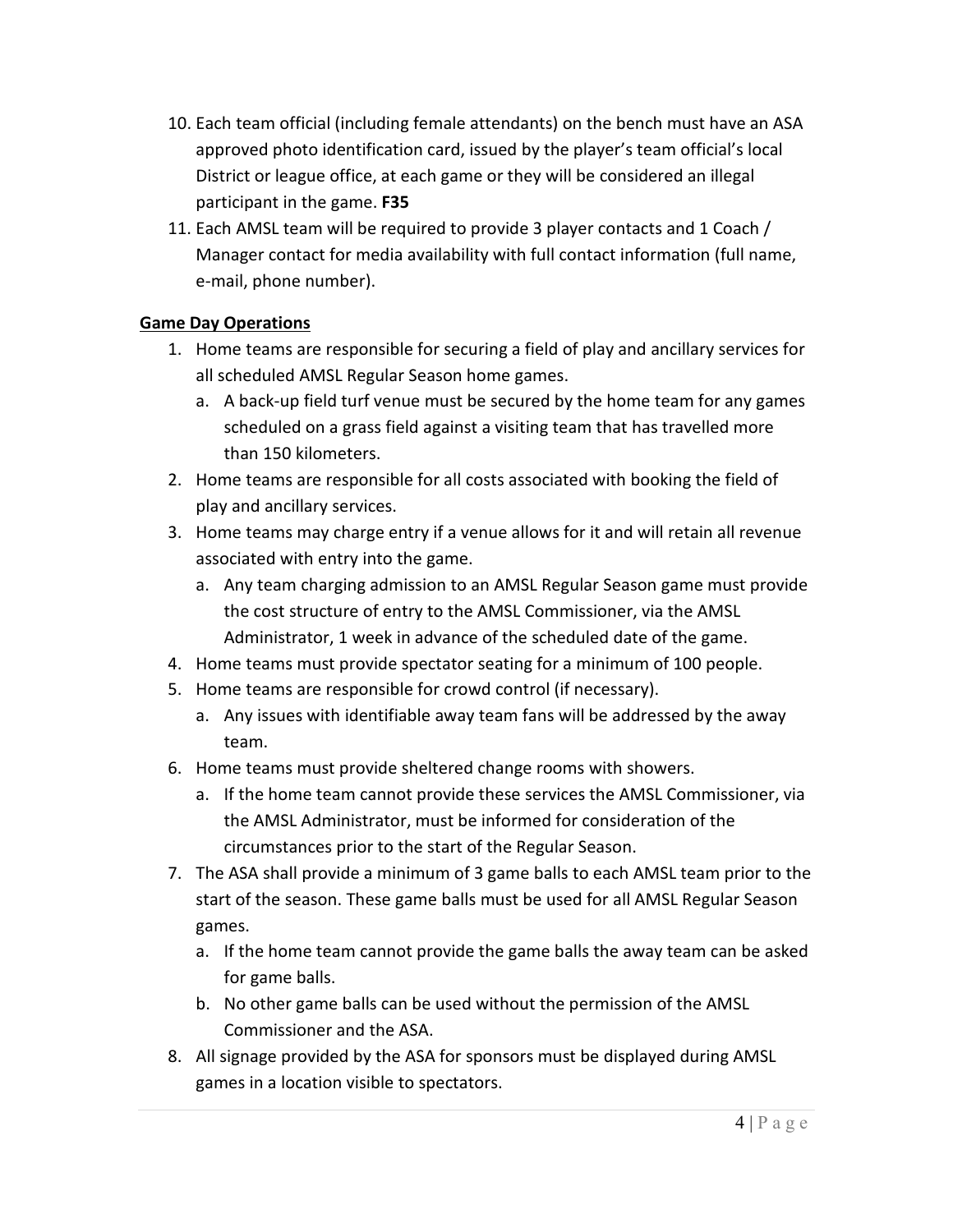10. Each team official (including female attendants) on the bench must have an ASA approved photo identification card, issued by the player's team official's local District or league office, at each game or they will be considered an illegal participant in the game. **F35**
11. Each AMSL team will be required to provide 3 player contacts and 1 Coach / Manager contact for media availability with full contact information (full name, e-mail, phone number).

**Game Day Operations**

1. Home teams are responsible for securing a field of play and ancillary services for all scheduled AMSL Regular Season home games.
   a. A back-up field turf venue must be secured by the home team for any games scheduled on a grass field against a visiting team that has travelled more than 150 kilometers.
2. Home teams are responsible for all costs associated with booking the field of play and ancillary services.
3. Home teams may charge entry if a venue allows for it and will retain all revenue associated with entry into the game.
   a. Any team charging admission to an AMSL Regular Season game must provide the cost structure of entry to the AMSL Commissioner, via the AMSL Administrator, 1 week in advance of the scheduled date of the game.
4. Home teams must provide spectator seating for a minimum of 100 people.
5. Home teams are responsible for crowd control (if necessary).
   a. Any issues with identifiable away team fans will be addressed by the away team.
6. Home teams must provide sheltered change rooms with showers.
   a. If the home team cannot provide these services the AMSL Commissioner, via the AMSL Administrator, must be informed for consideration of the circumstances prior to the start of the Regular Season.
7. The ASA shall provide a minimum of 3 game balls to each AMSL team prior to the start of the season. These game balls must be used for all AMSL Regular Season games.
   a. If the home team cannot provide the game balls the away team can be asked for game balls.
   b. No other game balls can be used without the permission of the AMSL Commissioner and the ASA.
8. All signage provided by the ASA for sponsors must be displayed during AMSL games in a location visible to spectators.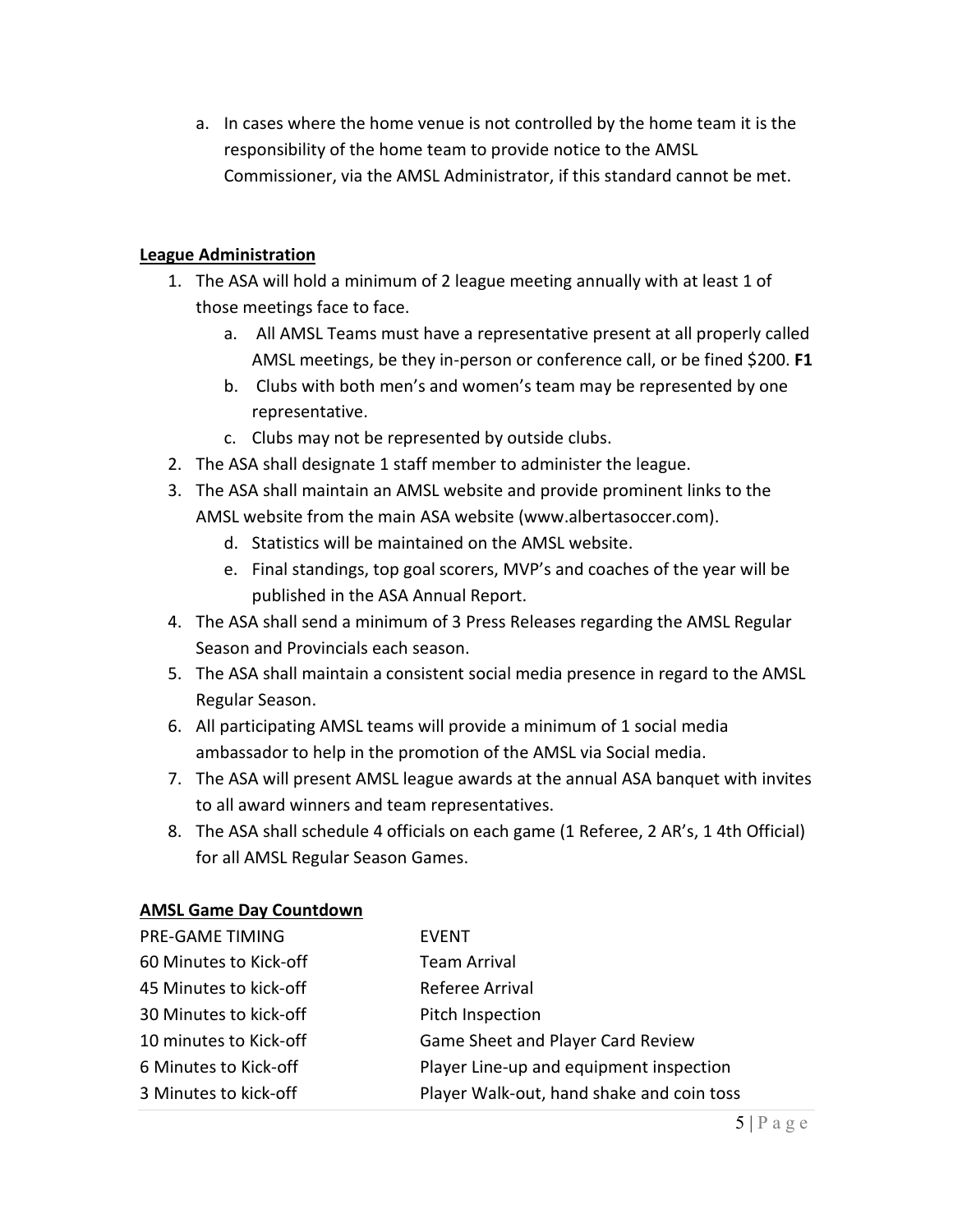a. In cases where the home venue is not controlled by the home team it is the responsibility of the home team to provide notice to the AMSL Commissioner, via the AMSL Administrator, if this standard cannot be met.

## League Administration

1. The ASA will hold a minimum of 2 league meeting annually with at least 1 of those meetings face to face.
   a. All AMSL Teams must have a representative present at all properly called AMSL meetings, be they in-person or conference call, or be fined $200. **F1**
   b. Clubs with both men's and women's team may be represented by one representative.
   c. Clubs may not be represented by outside clubs.
2. The ASA shall designate 1 staff member to administer the league.
3. The ASA shall maintain an AMSL website and provide prominent links to the AMSL website from the main ASA website (www.albertasoccer.com).
   d. Statistics will be maintained on the AMSL website.
   e. Final standings, top goal scorers, MVP's and coaches of the year will be published in the ASA Annual Report.
4. The ASA shall send a minimum of 3 Press Releases regarding the AMSL Regular Season and Provincials each season.
5. The ASA shall maintain a consistent social media presence in regard to the AMSL Regular Season.
6. All participating AMSL teams will provide a minimum of 1 social media ambassador to help in the promotion of the AMSL via Social media.
7. The ASA will present AMSL league awards at the annual ASA banquet with invites to all award winners and team representatives.
8. The ASA shall schedule 4 officials on each game (1 Referee, 2 AR's, 1 4th Official) for all AMSL Regular Season Games.

## AMSL Game Day Countdown

| PRE-GAME TIMING | EVENT |
|---|---|
| 60 Minutes to Kick-off | Team Arrival |
| 45 Minutes to kick-off | Referee Arrival |
| 30 Minutes to kick-off | Pitch Inspection |
| 10 minutes to Kick-off | Game Sheet and Player Card Review |
| 6 Minutes to Kick-off | Player Line-up and equipment inspection |
| 3 Minutes to kick-off | Player Walk-out, hand shake and coin toss |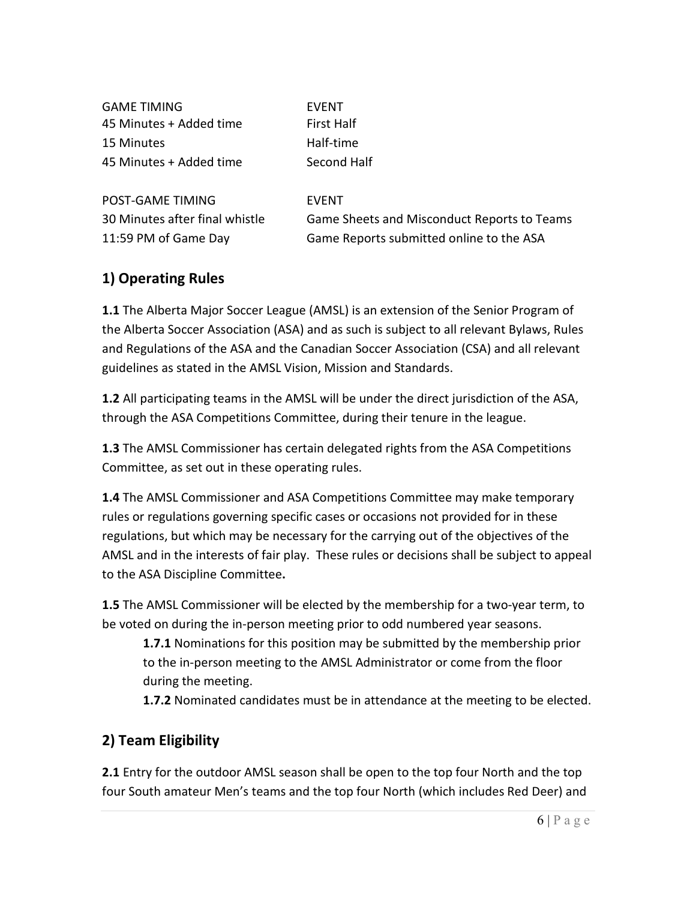| GAME TIMING | EVENT |
|---|---|
| 45 Minutes + Added time | First Half |
| 15 Minutes | Half-time |
| 45 Minutes + Added time | Second Half |

| POST-GAME TIMING | EVENT |
|---|---|
| 30 Minutes after final whistle | Game Sheets and Misconduct Reports to Teams |
| 11:59 PM of Game Day | Game Reports submitted online to the ASA |

## 1) Operating Rules

**1.1** The Alberta Major Soccer League (AMSL) is an extension of the Senior Program of the Alberta Soccer Association (ASA) and as such is subject to all relevant Bylaws, Rules and Regulations of the ASA and the Canadian Soccer Association (CSA) and all relevant guidelines as stated in the AMSL Vision, Mission and Standards.

**1.2** All participating teams in the AMSL will be under the direct jurisdiction of the ASA, through the ASA Competitions Committee, during their tenure in the league.

**1.3** The AMSL Commissioner has certain delegated rights from the ASA Competitions Committee, as set out in these operating rules.

**1.4** The AMSL Commissioner and ASA Competitions Committee may make temporary rules or regulations governing specific cases or occasions not provided for in these regulations, but which may be necessary for the carrying out of the objectives of the AMSL and in the interests of fair play. These rules or decisions shall be subject to appeal to the ASA Discipline Committee**.**

**1.5** The AMSL Commissioner will be elected by the membership for a two-year term, to be voted on during the in-person meeting prior to odd numbered year seasons.

> **1.7.1** Nominations for this position may be submitted by the membership prior to the in-person meeting to the AMSL Administrator or come from the floor during the meeting.
>
> **1.7.2** Nominated candidates must be in attendance at the meeting to be elected.

## 2) Team Eligibility

**2.1** Entry for the outdoor AMSL season shall be open to the top four North and the top four South amateur Men's teams and the top four North (which includes Red Deer) and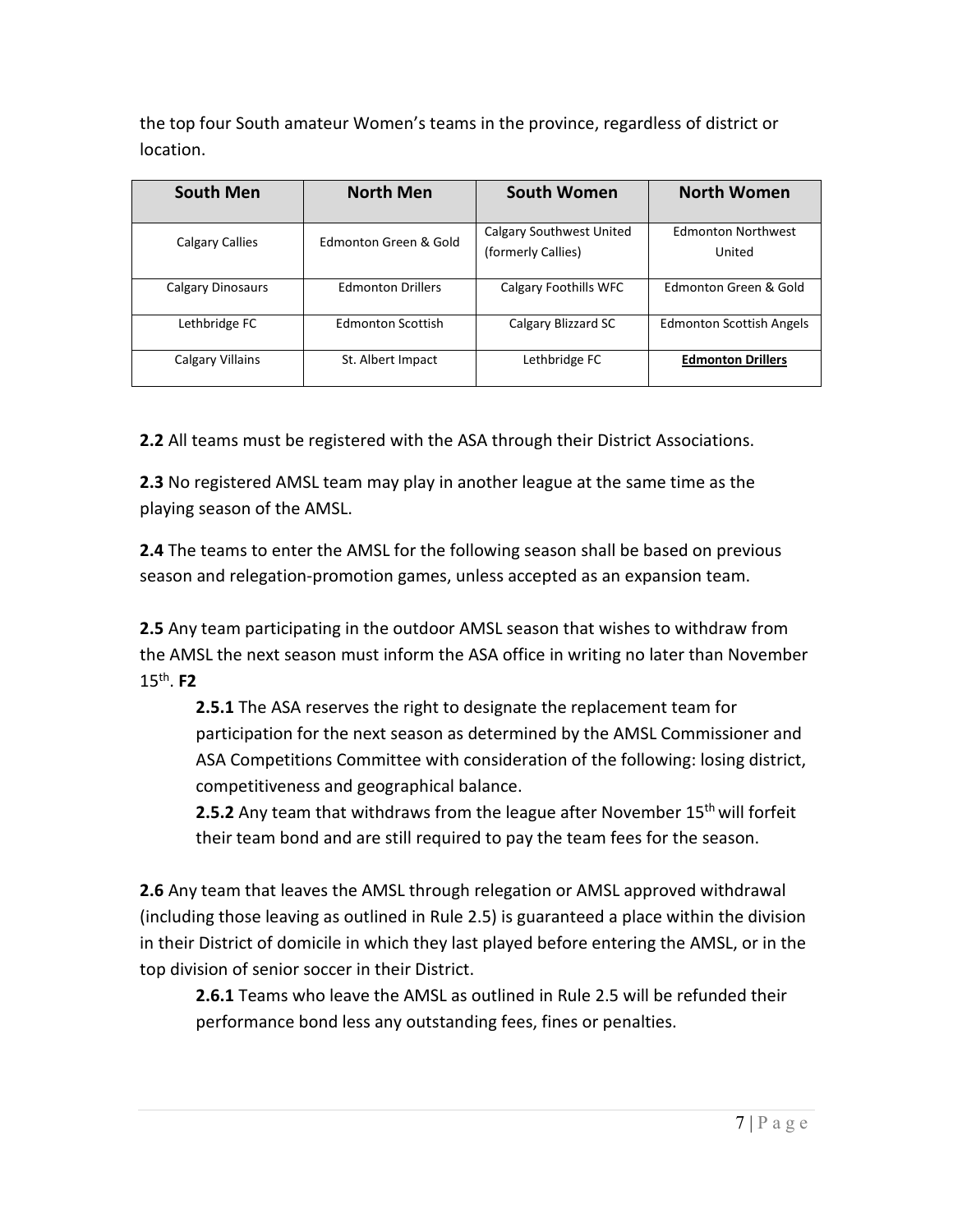the top four South amateur Women's teams in the province, regardless of district or location.

| South Men | North Men | South Women | North Women |
|---|---|---|---|
| Calgary Callies | Edmonton Green & Gold | Calgary Southwest United (formerly Callies) | Edmonton Northwest United |
| Calgary Dinosaurs | Edmonton Drillers | Calgary Foothills WFC | Edmonton Green & Gold |
| Lethbridge FC | Edmonton Scottish | Calgary Blizzard SC | Edmonton Scottish Angels |
| Calgary Villains | St. Albert Impact | Lethbridge FC | **Edmonton Drillers** |

**2.2** All teams must be registered with the ASA through their District Associations.

**2.3** No registered AMSL team may play in another league at the same time as the playing season of the AMSL.

**2.4** The teams to enter the AMSL for the following season shall be based on previous season and relegation-promotion games, unless accepted as an expansion team.

**2.5** Any team participating in the outdoor AMSL season that wishes to withdraw from the AMSL the next season must inform the ASA office in writing no later than November 15th. **F2**

> **2.5.1** The ASA reserves the right to designate the replacement team for participation for the next season as determined by the AMSL Commissioner and ASA Competitions Committee with consideration of the following: losing district, competitiveness and geographical balance.
>
> **2.5.2** Any team that withdraws from the league after November 15th will forfeit their team bond and are still required to pay the team fees for the season.

**2.6** Any team that leaves the AMSL through relegation or AMSL approved withdrawal (including those leaving as outlined in Rule 2.5) is guaranteed a place within the division in their District of domicile in which they last played before entering the AMSL, or in the top division of senior soccer in their District.

> **2.6.1** Teams who leave the AMSL as outlined in Rule 2.5 will be refunded their performance bond less any outstanding fees, fines or penalties.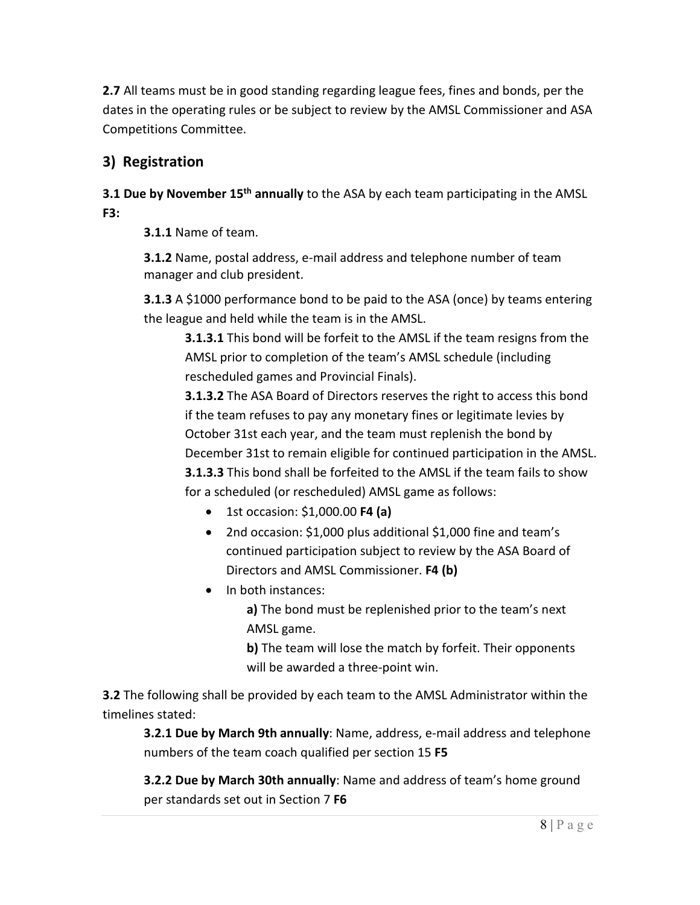**2.7** All teams must be in good standing regarding league fees, fines and bonds, per the dates in the operating rules or be subject to review by the AMSL Commissioner and ASA Competitions Committee.

## 3) Registration

**3.1 Due by November 15th annually** to the ASA by each team participating in the AMSL **F3:**

**3.1.1** Name of team.

**3.1.2** Name, postal address, e-mail address and telephone number of team manager and club president.

**3.1.3** A $1000 performance bond to be paid to the ASA (once) by teams entering the league and held while the team is in the AMSL.

**3.1.3.1** This bond will be forfeit to the AMSL if the team resigns from the AMSL prior to completion of the team's AMSL schedule (including rescheduled games and Provincial Finals).

**3.1.3.2** The ASA Board of Directors reserves the right to access this bond if the team refuses to pay any monetary fines or legitimate levies by October 31st each year, and the team must replenish the bond by December 31st to remain eligible for continued participation in the AMSL.

**3.1.3.3** This bond shall be forfeited to the AMSL if the team fails to show for a scheduled (or rescheduled) AMSL game as follows:

- 1st occasion: $1,000.00 **F4 (a)**
- 2nd occasion: $1,000 plus additional $1,000 fine and team's continued participation subject to review by the ASA Board of Directors and AMSL Commissioner. **F4 (b)**
- In both instances:

  **a)** The bond must be replenished prior to the team's next AMSL game.

  **b)** The team will lose the match by forfeit. Their opponents will be awarded a three-point win.

**3.2** The following shall be provided by each team to the AMSL Administrator within the timelines stated:

**3.2.1 Due by March 9th annually**: Name, address, e-mail address and telephone numbers of the team coach qualified per section 15 **F5**

**3.2.2 Due by March 30th annually**: Name and address of team's home ground per standards set out in Section 7 **F6**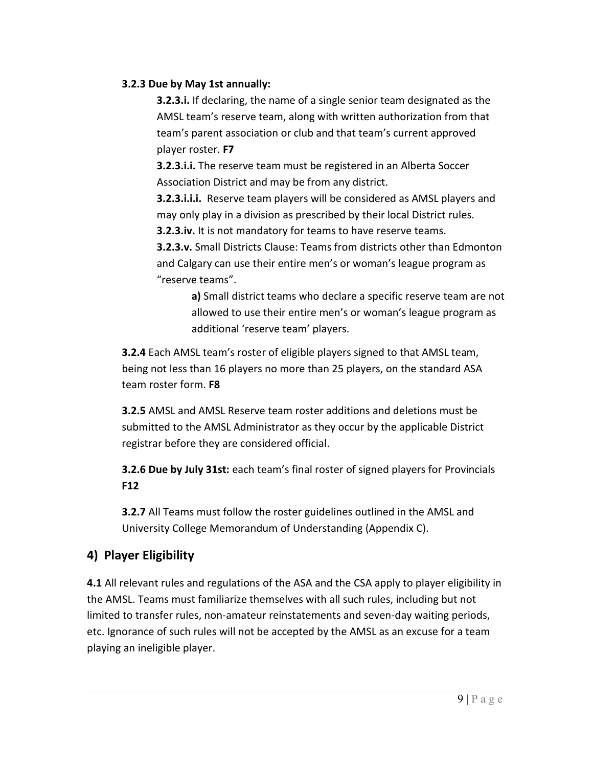**3.2.3 Due by May 1st annually:**

**3.2.3.i.** If declaring, the name of a single senior team designated as the AMSL team's reserve team, along with written authorization from that team's parent association or club and that team's current approved player roster. **F7**

**3.2.3.i.i.** The reserve team must be registered in an Alberta Soccer Association District and may be from any district.

**3.2.3.i.i.i.** Reserve team players will be considered as AMSL players and may only play in a division as prescribed by their local District rules.

**3.2.3.iv.** It is not mandatory for teams to have reserve teams.

**3.2.3.v.** Small Districts Clause: Teams from districts other than Edmonton and Calgary can use their entire men's or woman's league program as "reserve teams".

**a)** Small district teams who declare a specific reserve team are not allowed to use their entire men's or woman's league program as additional 'reserve team' players.

**3.2.4** Each AMSL team's roster of eligible players signed to that AMSL team, being not less than 16 players no more than 25 players, on the standard ASA team roster form. **F8**

**3.2.5** AMSL and AMSL Reserve team roster additions and deletions must be submitted to the AMSL Administrator as they occur by the applicable District registrar before they are considered official.

**3.2.6 Due by July 31st:** each team's final roster of signed players for Provincials **F12**

**3.2.7** All Teams must follow the roster guidelines outlined in the AMSL and University College Memorandum of Understanding (Appendix C).

## 4) Player Eligibility

**4.1** All relevant rules and regulations of the ASA and the CSA apply to player eligibility in the AMSL. Teams must familiarize themselves with all such rules, including but not limited to transfer rules, non-amateur reinstatements and seven-day waiting periods, etc. Ignorance of such rules will not be accepted by the AMSL as an excuse for a team playing an ineligible player.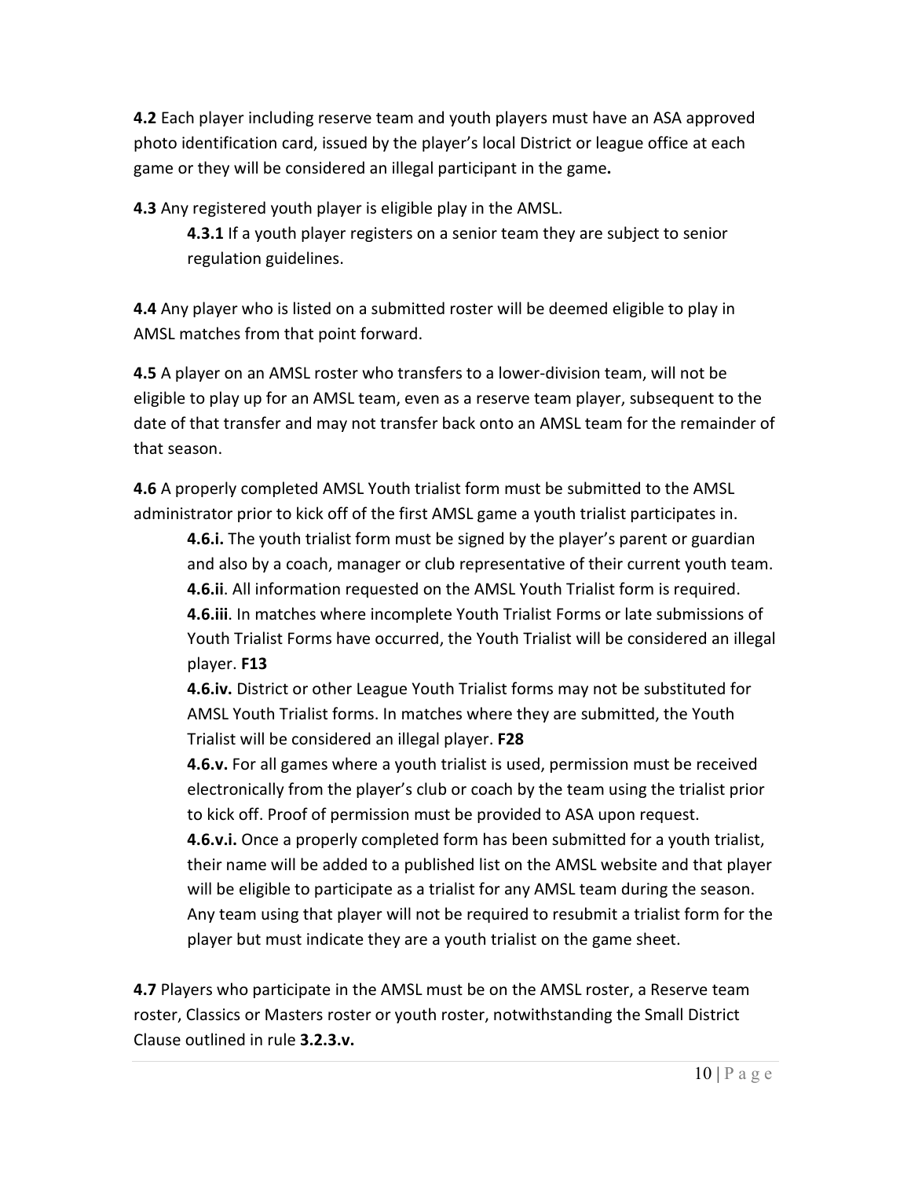**4.2** Each player including reserve team and youth players must have an ASA approved photo identification card, issued by the player's local District or league office at each game or they will be considered an illegal participant in the game**.**

**4.3** Any registered youth player is eligible play in the AMSL.

> **4.3.1** If a youth player registers on a senior team they are subject to senior regulation guidelines.

**4.4** Any player who is listed on a submitted roster will be deemed eligible to play in AMSL matches from that point forward.

**4.5** A player on an AMSL roster who transfers to a lower-division team, will not be eligible to play up for an AMSL team, even as a reserve team player, subsequent to the date of that transfer and may not transfer back onto an AMSL team for the remainder of that season.

**4.6** A properly completed AMSL Youth trialist form must be submitted to the AMSL administrator prior to kick off of the first AMSL game a youth trialist participates in.

> **4.6.i.** The youth trialist form must be signed by the player's parent or guardian and also by a coach, manager or club representative of their current youth team.
>
> **4.6.ii**. All information requested on the AMSL Youth Trialist form is required.
>
> **4.6.iii**. In matches where incomplete Youth Trialist Forms or late submissions of Youth Trialist Forms have occurred, the Youth Trialist will be considered an illegal player. **F13**
>
> **4.6.iv.** District or other League Youth Trialist forms may not be substituted for AMSL Youth Trialist forms. In matches where they are submitted, the Youth Trialist will be considered an illegal player. **F28**
>
> **4.6.v.** For all games where a youth trialist is used, permission must be received electronically from the player's club or coach by the team using the trialist prior to kick off. Proof of permission must be provided to ASA upon request.
>
> **4.6.v.i.** Once a properly completed form has been submitted for a youth trialist, their name will be added to a published list on the AMSL website and that player will be eligible to participate as a trialist for any AMSL team during the season. Any team using that player will not be required to resubmit a trialist form for the player but must indicate they are a youth trialist on the game sheet.

**4.7** Players who participate in the AMSL must be on the AMSL roster, a Reserve team roster, Classics or Masters roster or youth roster, notwithstanding the Small District Clause outlined in rule **3.2.3.v.**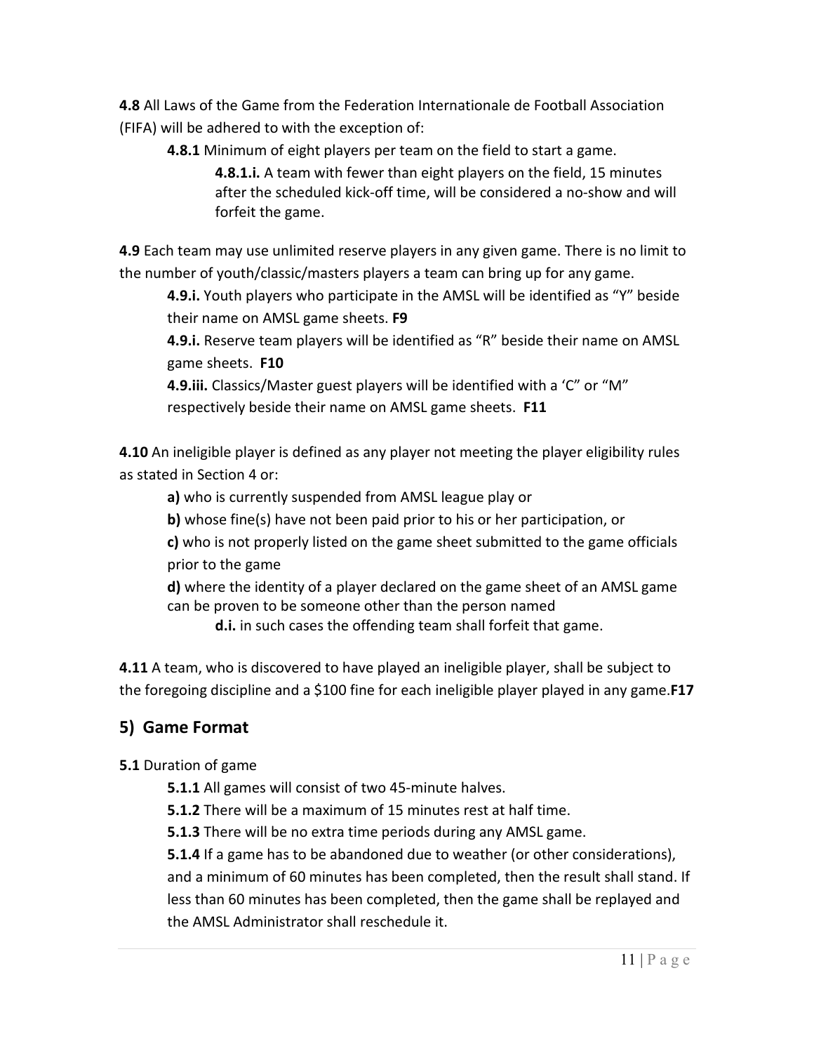**4.8** All Laws of the Game from the Federation Internationale de Football Association (FIFA) will be adhered to with the exception of:

> **4.8.1** Minimum of eight players per team on the field to start a game.
>
> > **4.8.1.i.** A team with fewer than eight players on the field, 15 minutes after the scheduled kick-off time, will be considered a no-show and will forfeit the game.

**4.9** Each team may use unlimited reserve players in any given game. There is no limit to the number of youth/classic/masters players a team can bring up for any game.

> **4.9.i.** Youth players who participate in the AMSL will be identified as "Y" beside their name on AMSL game sheets. **F9**
>
> **4.9.i.** Reserve team players will be identified as "R" beside their name on AMSL game sheets. **F10**
>
> **4.9.iii.** Classics/Master guest players will be identified with a 'C" or "M" respectively beside their name on AMSL game sheets. **F11**

**4.10** An ineligible player is defined as any player not meeting the player eligibility rules as stated in Section 4 or:

> **a)** who is currently suspended from AMSL league play or
>
> **b)** whose fine(s) have not been paid prior to his or her participation, or
>
> **c)** who is not properly listed on the game sheet submitted to the game officials prior to the game
>
> **d)** where the identity of a player declared on the game sheet of an AMSL game can be proven to be someone other than the person named
>
> > **d.i.** in such cases the offending team shall forfeit that game.

**4.11** A team, who is discovered to have played an ineligible player, shall be subject to the foregoing discipline and a $100 fine for each ineligible player played in any game.**F17**

## 5) Game Format

**5.1** Duration of game

> **5.1.1** All games will consist of two 45-minute halves.
>
> **5.1.2** There will be a maximum of 15 minutes rest at half time.
>
> **5.1.3** There will be no extra time periods during any AMSL game.
>
> **5.1.4** If a game has to be abandoned due to weather (or other considerations), and a minimum of 60 minutes has been completed, then the result shall stand. If less than 60 minutes has been completed, then the game shall be replayed and the AMSL Administrator shall reschedule it.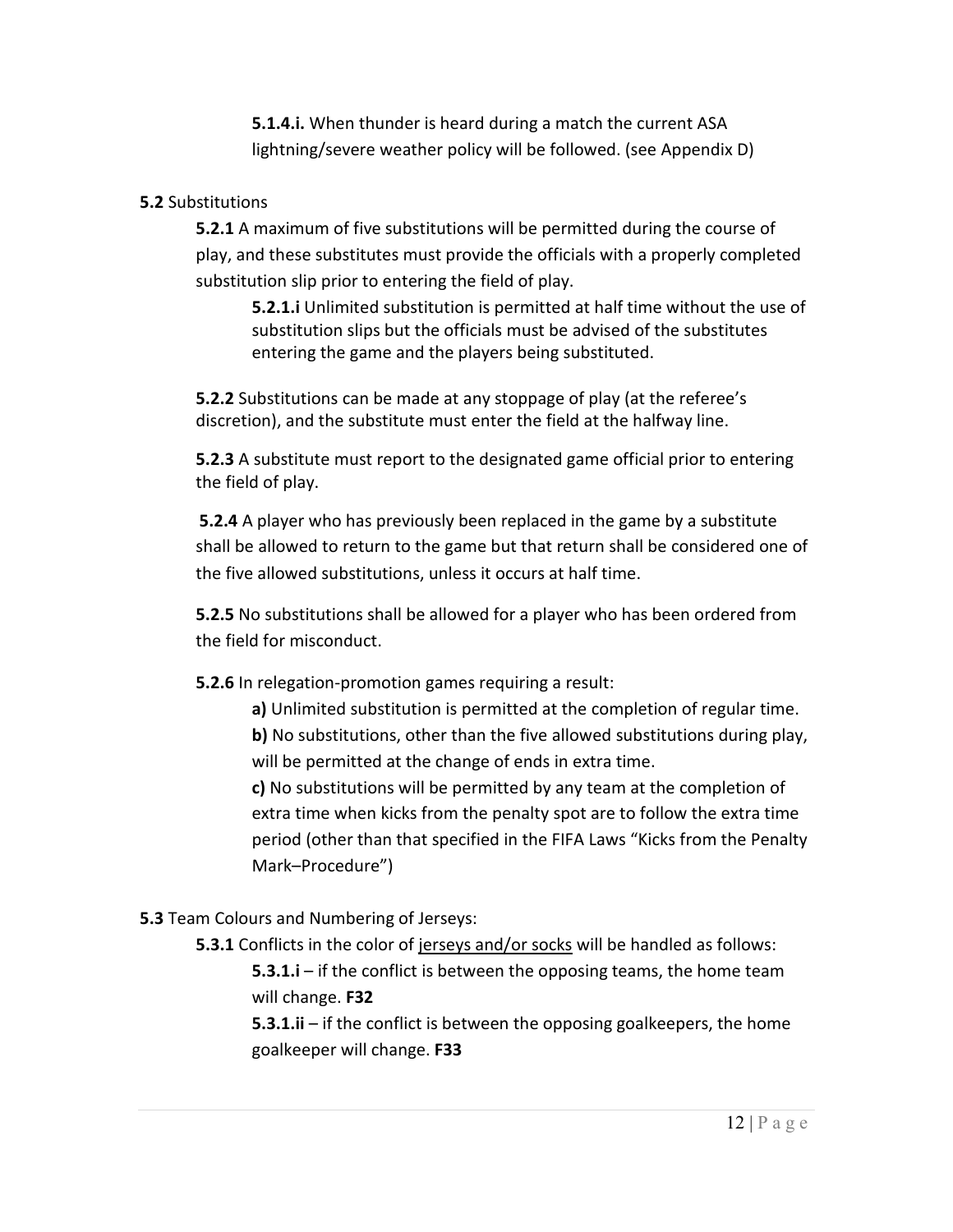**5.1.4.i.** When thunder is heard during a match the current ASA lightning/severe weather policy will be followed. (see Appendix D)

**5.2** Substitutions

**5.2.1** A maximum of five substitutions will be permitted during the course of play, and these substitutes must provide the officials with a properly completed substitution slip prior to entering the field of play.

**5.2.1.i** Unlimited substitution is permitted at half time without the use of substitution slips but the officials must be advised of the substitutes entering the game and the players being substituted.

**5.2.2** Substitutions can be made at any stoppage of play (at the referee's discretion), and the substitute must enter the field at the halfway line.

**5.2.3** A substitute must report to the designated game official prior to entering the field of play.

**5.2.4** A player who has previously been replaced in the game by a substitute shall be allowed to return to the game but that return shall be considered one of the five allowed substitutions, unless it occurs at half time.

**5.2.5** No substitutions shall be allowed for a player who has been ordered from the field for misconduct.

**5.2.6** In relegation-promotion games requiring a result:

**a)** Unlimited substitution is permitted at the completion of regular time.
**b)** No substitutions, other than the five allowed substitutions during play, will be permitted at the change of ends in extra time.
**c)** No substitutions will be permitted by any team at the completion of extra time when kicks from the penalty spot are to follow the extra time period (other than that specified in the FIFA Laws "Kicks from the Penalty Mark–Procedure")

**5.3** Team Colours and Numbering of Jerseys:

**5.3.1** Conflicts in the color of jerseys and/or socks will be handled as follows:

**5.3.1.i** – if the conflict is between the opposing teams, the home team will change. **F32**
**5.3.1.ii** – if the conflict is between the opposing goalkeepers, the home goalkeeper will change. **F33**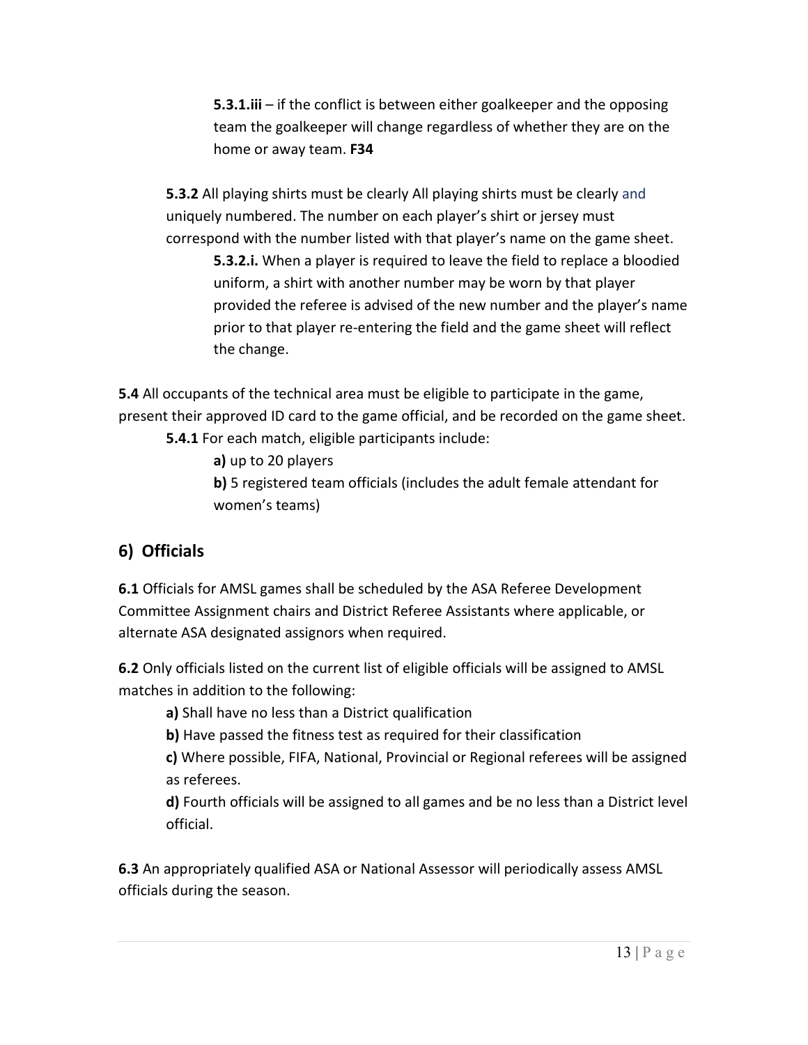**5.3.1.iii** – if the conflict is between either goalkeeper and the opposing team the goalkeeper will change regardless of whether they are on the home or away team. **F34**

**5.3.2** All playing shirts must be clearly All playing shirts must be clearly and uniquely numbered. The number on each player's shirt or jersey must correspond with the number listed with that player's name on the game sheet.

**5.3.2.i.** When a player is required to leave the field to replace a bloodied uniform, a shirt with another number may be worn by that player provided the referee is advised of the new number and the player's name prior to that player re-entering the field and the game sheet will reflect the change.

**5.4** All occupants of the technical area must be eligible to participate in the game, present their approved ID card to the game official, and be recorded on the game sheet.

**5.4.1** For each match, eligible participants include:

**a)** up to 20 players

**b)** 5 registered team officials (includes the adult female attendant for women's teams)

## 6) Officials

**6.1** Officials for AMSL games shall be scheduled by the ASA Referee Development Committee Assignment chairs and District Referee Assistants where applicable, or alternate ASA designated assignors when required.

**6.2** Only officials listed on the current list of eligible officials will be assigned to AMSL matches in addition to the following:

**a)** Shall have no less than a District qualification

**b)** Have passed the fitness test as required for their classification

**c)** Where possible, FIFA, National, Provincial or Regional referees will be assigned as referees.

**d)** Fourth officials will be assigned to all games and be no less than a District level official.

**6.3** An appropriately qualified ASA or National Assessor will periodically assess AMSL officials during the season.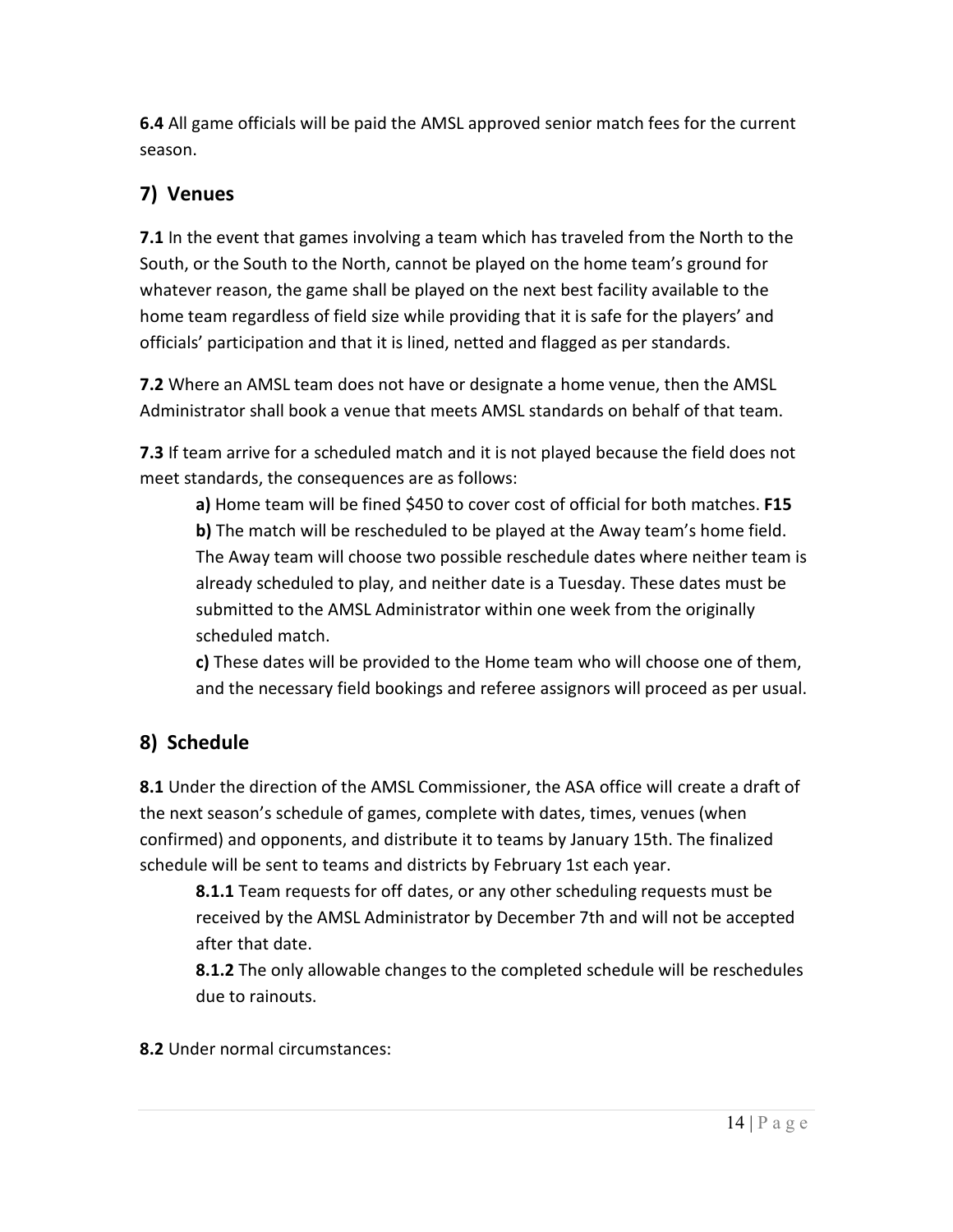**6.4** All game officials will be paid the AMSL approved senior match fees for the current season.

## 7) Venues

**7.1** In the event that games involving a team which has traveled from the North to the South, or the South to the North, cannot be played on the home team's ground for whatever reason, the game shall be played on the next best facility available to the home team regardless of field size while providing that it is safe for the players' and officials' participation and that it is lined, netted and flagged as per standards.

**7.2** Where an AMSL team does not have or designate a home venue, then the AMSL Administrator shall book a venue that meets AMSL standards on behalf of that team.

**7.3** If team arrive for a scheduled match and it is not played because the field does not meet standards, the consequences are as follows:

> **a)** Home team will be fined $450 to cover cost of official for both matches. **F15**
>
> **b)** The match will be rescheduled to be played at the Away team's home field. The Away team will choose two possible reschedule dates where neither team is already scheduled to play, and neither date is a Tuesday. These dates must be submitted to the AMSL Administrator within one week from the originally scheduled match.
>
> **c)** These dates will be provided to the Home team who will choose one of them, and the necessary field bookings and referee assignors will proceed as per usual.

## 8) Schedule

**8.1** Under the direction of the AMSL Commissioner, the ASA office will create a draft of the next season's schedule of games, complete with dates, times, venues (when confirmed) and opponents, and distribute it to teams by January 15th. The finalized schedule will be sent to teams and districts by February 1st each year.

> **8.1.1** Team requests for off dates, or any other scheduling requests must be received by the AMSL Administrator by December 7th and will not be accepted after that date.
>
> **8.1.2** The only allowable changes to the completed schedule will be reschedules due to rainouts.

**8.2** Under normal circumstances: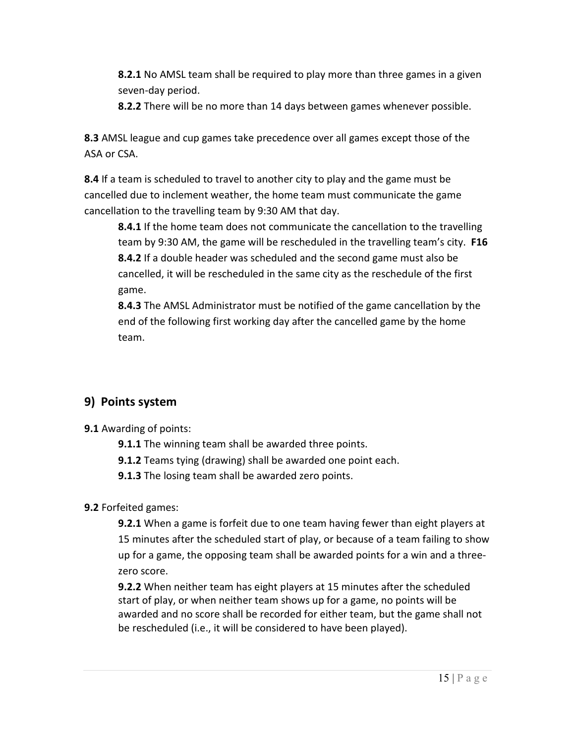**8.2.1** No AMSL team shall be required to play more than three games in a given seven-day period.

**8.2.2** There will be no more than 14 days between games whenever possible.

**8.3** AMSL league and cup games take precedence over all games except those of the ASA or CSA.

**8.4** If a team is scheduled to travel to another city to play and the game must be cancelled due to inclement weather, the home team must communicate the game cancellation to the travelling team by 9:30 AM that day.

**8.4.1** If the home team does not communicate the cancellation to the travelling team by 9:30 AM, the game will be rescheduled in the travelling team's city. **F16**

**8.4.2** If a double header was scheduled and the second game must also be cancelled, it will be rescheduled in the same city as the reschedule of the first game.

**8.4.3** The AMSL Administrator must be notified of the game cancellation by the end of the following first working day after the cancelled game by the home team.

## 9) Points system

**9.1** Awarding of points:

**9.1.1** The winning team shall be awarded three points.

**9.1.2** Teams tying (drawing) shall be awarded one point each.

**9.1.3** The losing team shall be awarded zero points.

**9.2** Forfeited games:

**9.2.1** When a game is forfeit due to one team having fewer than eight players at 15 minutes after the scheduled start of play, or because of a team failing to show up for a game, the opposing team shall be awarded points for a win and a three-zero score.

**9.2.2** When neither team has eight players at 15 minutes after the scheduled start of play, or when neither team shows up for a game, no points will be awarded and no score shall be recorded for either team, but the game shall not be rescheduled (i.e., it will be considered to have been played).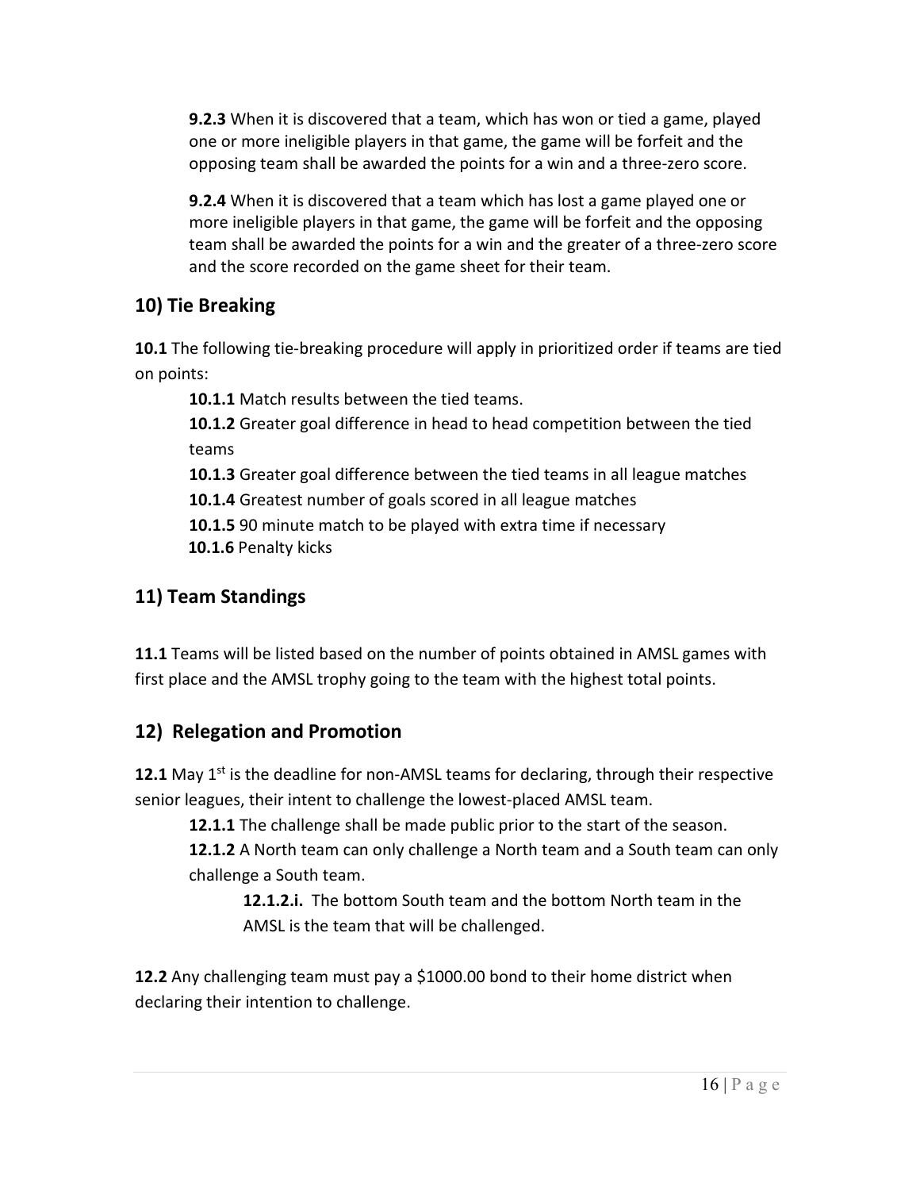**9.2.3** When it is discovered that a team, which has won or tied a game, played one or more ineligible players in that game, the game will be forfeit and the opposing team shall be awarded the points for a win and a three-zero score.

**9.2.4** When it is discovered that a team which has lost a game played one or more ineligible players in that game, the game will be forfeit and the opposing team shall be awarded the points for a win and the greater of a three-zero score and the score recorded on the game sheet for their team.

## 10) Tie Breaking

**10.1** The following tie-breaking procedure will apply in prioritized order if teams are tied on points:

**10.1.1** Match results between the tied teams.

**10.1.2** Greater goal difference in head to head competition between the tied teams

**10.1.3** Greater goal difference between the tied teams in all league matches

**10.1.4** Greatest number of goals scored in all league matches

**10.1.5** 90 minute match to be played with extra time if necessary

**10.1.6** Penalty kicks

## 11) Team Standings

**11.1** Teams will be listed based on the number of points obtained in AMSL games with first place and the AMSL trophy going to the team with the highest total points.

## 12) Relegation and Promotion

**12.1** May 1st is the deadline for non-AMSL teams for declaring, through their respective senior leagues, their intent to challenge the lowest-placed AMSL team.

**12.1.1** The challenge shall be made public prior to the start of the season.

**12.1.2** A North team can only challenge a North team and a South team can only challenge a South team.

**12.1.2.i.** The bottom South team and the bottom North team in the AMSL is the team that will be challenged.

**12.2** Any challenging team must pay a $1000.00 bond to their home district when declaring their intention to challenge.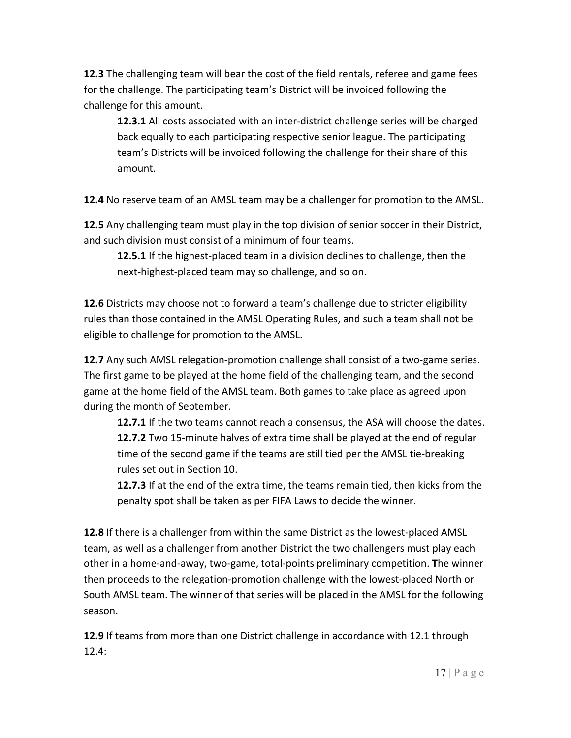**12.3** The challenging team will bear the cost of the field rentals, referee and game fees for the challenge. The participating team's District will be invoiced following the challenge for this amount.

> **12.3.1** All costs associated with an inter-district challenge series will be charged back equally to each participating respective senior league. The participating team's Districts will be invoiced following the challenge for their share of this amount.

**12.4** No reserve team of an AMSL team may be a challenger for promotion to the AMSL.

**12.5** Any challenging team must play in the top division of senior soccer in their District, and such division must consist of a minimum of four teams.

> **12.5.1** If the highest-placed team in a division declines to challenge, then the next-highest-placed team may so challenge, and so on.

**12.6** Districts may choose not to forward a team's challenge due to stricter eligibility rules than those contained in the AMSL Operating Rules, and such a team shall not be eligible to challenge for promotion to the AMSL.

**12.7** Any such AMSL relegation-promotion challenge shall consist of a two-game series. The first game to be played at the home field of the challenging team, and the second game at the home field of the AMSL team. Both games to take place as agreed upon during the month of September.

> **12.7.1** If the two teams cannot reach a consensus, the ASA will choose the dates.
> **12.7.2** Two 15-minute halves of extra time shall be played at the end of regular time of the second game if the teams are still tied per the AMSL tie-breaking rules set out in Section 10.
> **12.7.3** If at the end of the extra time, the teams remain tied, then kicks from the penalty spot shall be taken as per FIFA Laws to decide the winner.

**12.8** If there is a challenger from within the same District as the lowest-placed AMSL team, as well as a challenger from another District the two challengers must play each other in a home-and-away, two-game, total-points preliminary competition. **T**he winner then proceeds to the relegation-promotion challenge with the lowest-placed North or South AMSL team. The winner of that series will be placed in the AMSL for the following season.

**12.9** If teams from more than one District challenge in accordance with 12.1 through 12.4: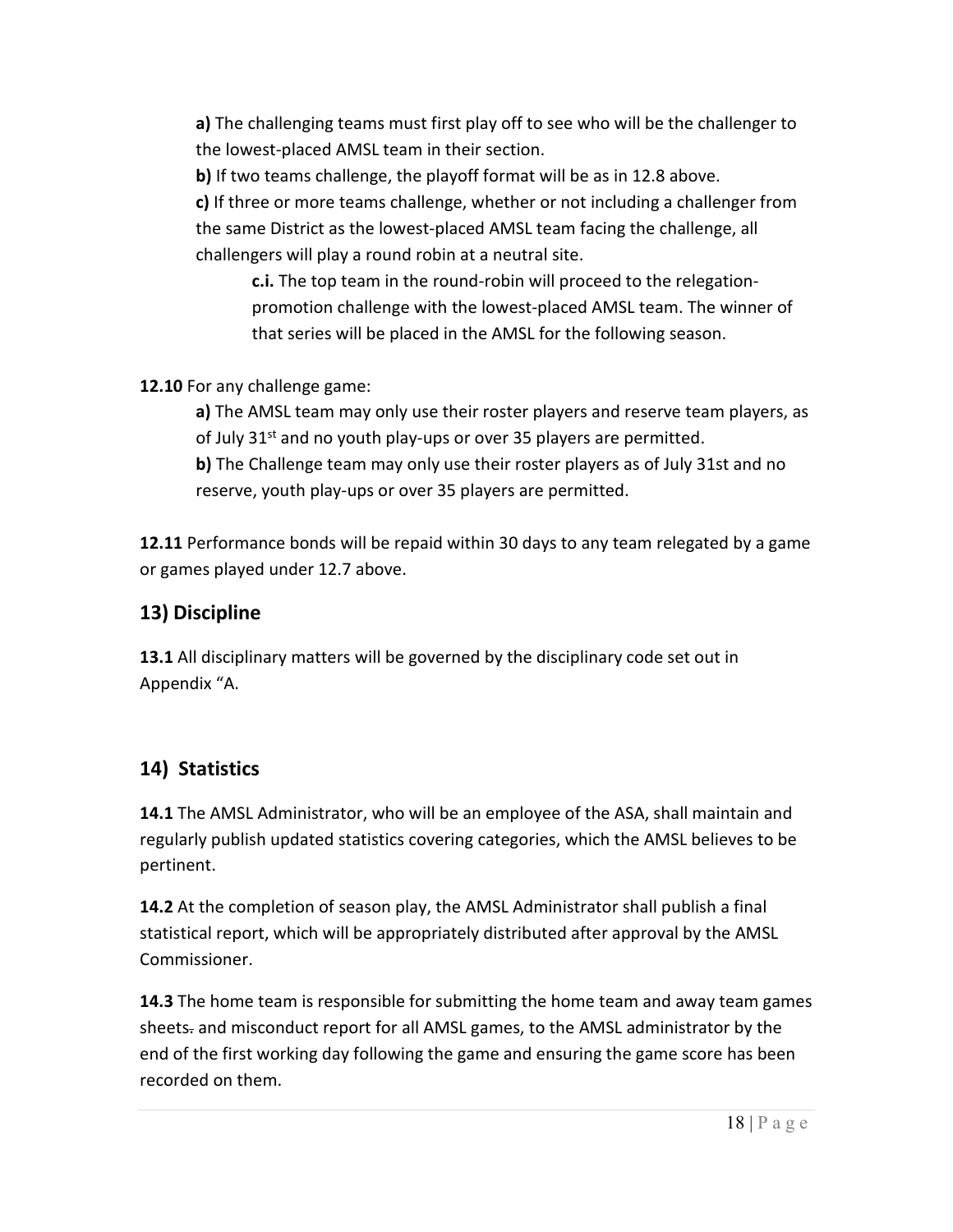**a)** The challenging teams must first play off to see who will be the challenger to the lowest-placed AMSL team in their section.

**b)** If two teams challenge, the playoff format will be as in 12.8 above.

**c)** If three or more teams challenge, whether or not including a challenger from the same District as the lowest-placed AMSL team facing the challenge, all challengers will play a round robin at a neutral site.

> **c.i.** The top team in the round-robin will proceed to the relegation-promotion challenge with the lowest-placed AMSL team. The winner of that series will be placed in the AMSL for the following season.

**12.10** For any challenge game:

**a)** The AMSL team may only use their roster players and reserve team players, as of July 31st and no youth play-ups or over 35 players are permitted.

**b)** The Challenge team may only use their roster players as of July 31st and no reserve, youth play-ups or over 35 players are permitted.

**12.11** Performance bonds will be repaid within 30 days to any team relegated by a game or games played under 12.7 above.

## 13) Discipline

**13.1** All disciplinary matters will be governed by the disciplinary code set out in Appendix "A.

## 14) Statistics

**14.1** The AMSL Administrator, who will be an employee of the ASA, shall maintain and regularly publish updated statistics covering categories, which the AMSL believes to be pertinent.

**14.2** At the completion of season play, the AMSL Administrator shall publish a final statistical report, which will be appropriately distributed after approval by the AMSL Commissioner.

**14.3** The home team is responsible for submitting the home team and away team games sheets~~.~~ and misconduct report for all AMSL games, to the AMSL administrator by the end of the first working day following the game and ensuring the game score has been recorded on them.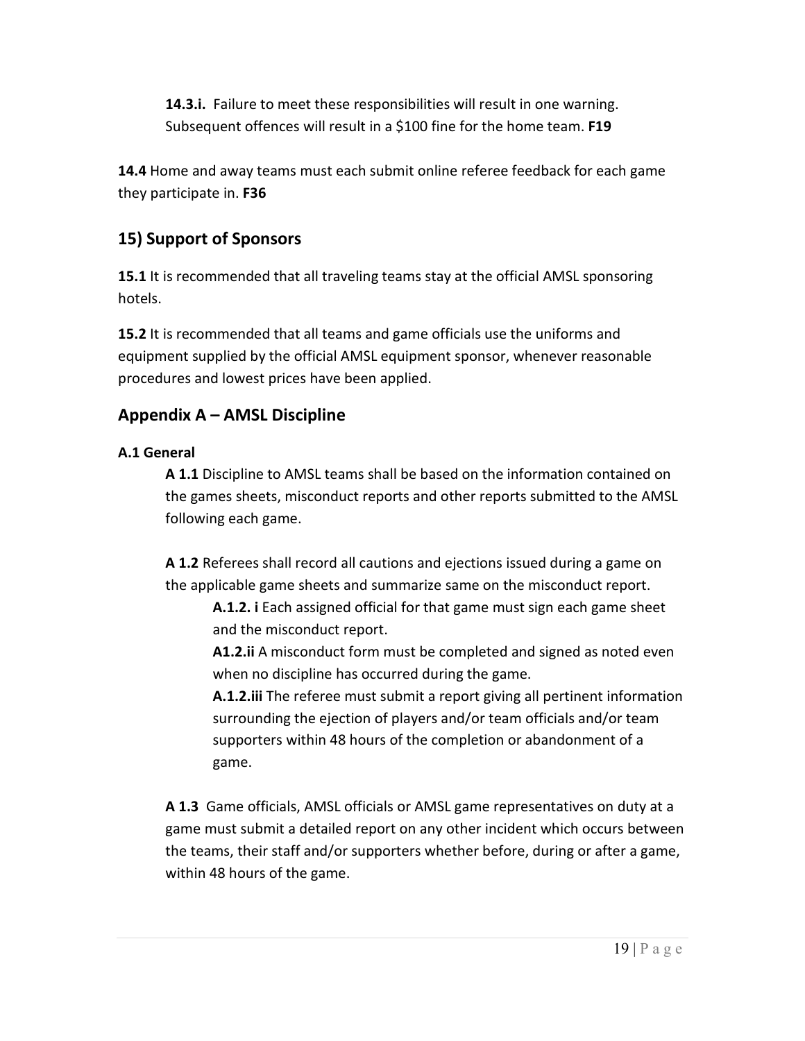**14.3.i.** Failure to meet these responsibilities will result in one warning. Subsequent offences will result in a $100 fine for the home team. **F19**

**14.4** Home and away teams must each submit online referee feedback for each game they participate in. **F36**

## 15) Support of Sponsors

**15.1** It is recommended that all traveling teams stay at the official AMSL sponsoring hotels.

**15.2** It is recommended that all teams and game officials use the uniforms and equipment supplied by the official AMSL equipment sponsor, whenever reasonable procedures and lowest prices have been applied.

## Appendix A – AMSL Discipline

### A.1 General

**A 1.1** Discipline to AMSL teams shall be based on the information contained on the games sheets, misconduct reports and other reports submitted to the AMSL following each game.

**A 1.2** Referees shall record all cautions and ejections issued during a game on the applicable game sheets and summarize same on the misconduct report.

**A.1.2. i** Each assigned official for that game must sign each game sheet and the misconduct report.

**A1.2.ii** A misconduct form must be completed and signed as noted even when no discipline has occurred during the game.

**A.1.2.iii** The referee must submit a report giving all pertinent information surrounding the ejection of players and/or team officials and/or team supporters within 48 hours of the completion or abandonment of a game.

**A 1.3** Game officials, AMSL officials or AMSL game representatives on duty at a game must submit a detailed report on any other incident which occurs between the teams, their staff and/or supporters whether before, during or after a game, within 48 hours of the game.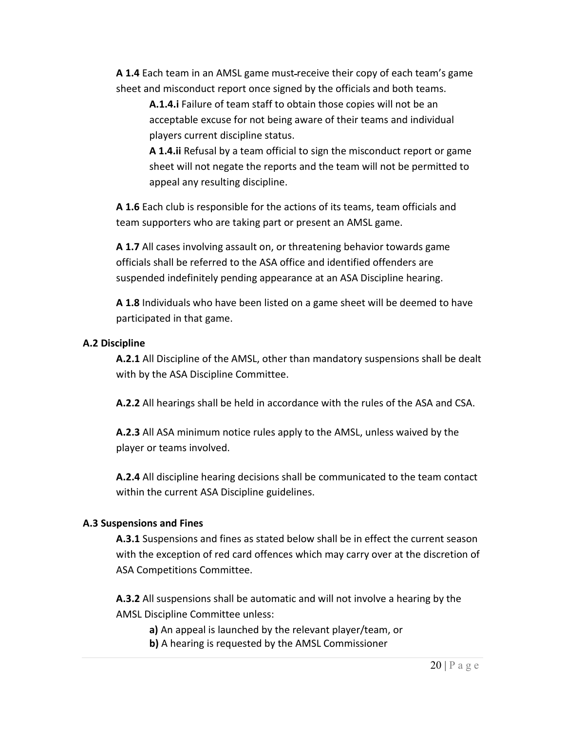**A 1.4** Each team in an AMSL game must receive their copy of each team's game sheet and misconduct report once signed by the officials and both teams.

> **A.1.4.i** Failure of team staff to obtain those copies will not be an acceptable excuse for not being aware of their teams and individual players current discipline status.
>
> **A 1.4.ii** Refusal by a team official to sign the misconduct report or game sheet will not negate the reports and the team will not be permitted to appeal any resulting discipline.

**A 1.6** Each club is responsible for the actions of its teams, team officials and team supporters who are taking part or present an AMSL game.

**A 1.7** All cases involving assault on, or threatening behavior towards game officials shall be referred to the ASA office and identified offenders are suspended indefinitely pending appearance at an ASA Discipline hearing.

**A 1.8** Individuals who have been listed on a game sheet will be deemed to have participated in that game.

### A.2 Discipline

**A.2.1** All Discipline of the AMSL, other than mandatory suspensions shall be dealt with by the ASA Discipline Committee.

**A.2.2** All hearings shall be held in accordance with the rules of the ASA and CSA.

**A.2.3** All ASA minimum notice rules apply to the AMSL, unless waived by the player or teams involved.

**A.2.4** All discipline hearing decisions shall be communicated to the team contact within the current ASA Discipline guidelines.

### A.3 Suspensions and Fines

**A.3.1** Suspensions and fines as stated below shall be in effect the current season with the exception of red card offences which may carry over at the discretion of ASA Competitions Committee.

**A.3.2** All suspensions shall be automatic and will not involve a hearing by the AMSL Discipline Committee unless:

- **a)** An appeal is launched by the relevant player/team, or
- **b)** A hearing is requested by the AMSL Commissioner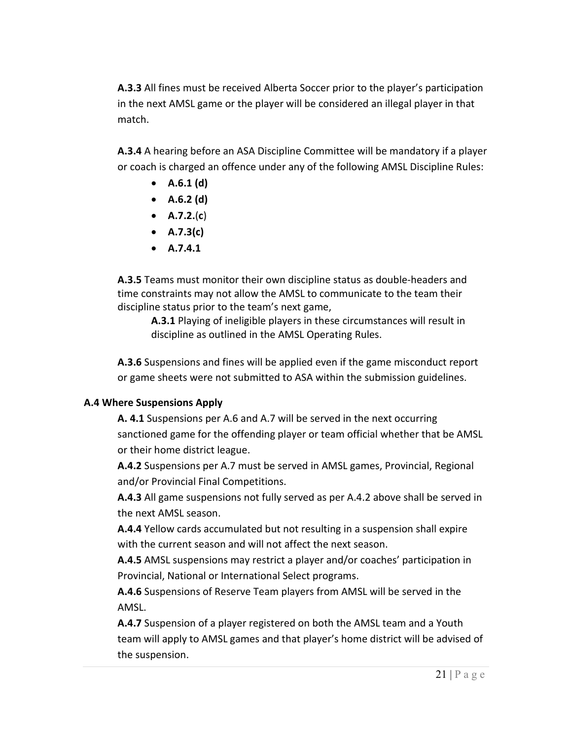**A.3.3** All fines must be received Alberta Soccer prior to the player's participation in the next AMSL game or the player will be considered an illegal player in that match.

**A.3.4** A hearing before an ASA Discipline Committee will be mandatory if a player or coach is charged an offence under any of the following AMSL Discipline Rules:

- **A.6.1 (d)**
- **A.6.2 (d)**
- **A.7.2.**(**c**)
- **A.7.3(c)**
- **A.7.4.1**

**A.3.5** Teams must monitor their own discipline status as double-headers and time constraints may not allow the AMSL to communicate to the team their discipline status prior to the team's next game,

> **A.3.1** Playing of ineligible players in these circumstances will result in discipline as outlined in the AMSL Operating Rules.

**A.3.6** Suspensions and fines will be applied even if the game misconduct report or game sheets were not submitted to ASA within the submission guidelines.

### A.4 Where Suspensions Apply

**A. 4.1** Suspensions per A.6 and A.7 will be served in the next occurring sanctioned game for the offending player or team official whether that be AMSL or their home district league.

**A.4.2** Suspensions per A.7 must be served in AMSL games, Provincial, Regional and/or Provincial Final Competitions.

**A.4.3** All game suspensions not fully served as per A.4.2 above shall be served in the next AMSL season.

**A.4.4** Yellow cards accumulated but not resulting in a suspension shall expire with the current season and will not affect the next season.

**A.4.5** AMSL suspensions may restrict a player and/or coaches' participation in Provincial, National or International Select programs.

**A.4.6** Suspensions of Reserve Team players from AMSL will be served in the AMSL.

**A.4.7** Suspension of a player registered on both the AMSL team and a Youth team will apply to AMSL games and that player's home district will be advised of the suspension.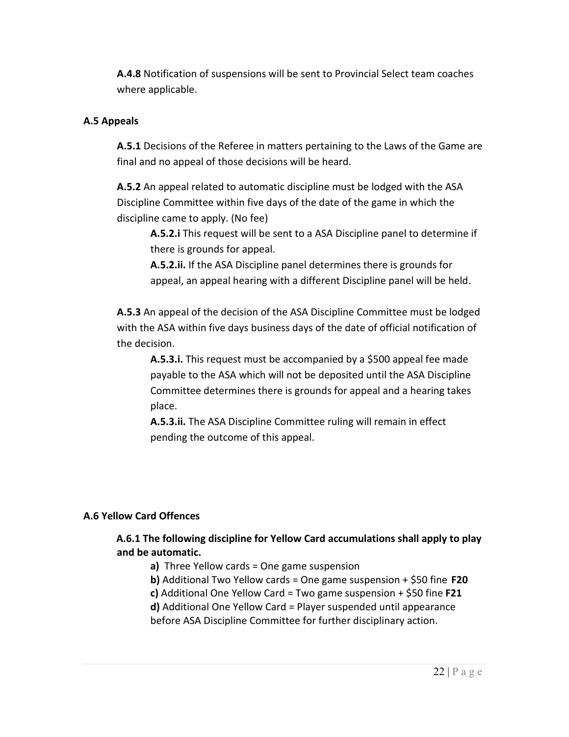**A.4.8** Notification of suspensions will be sent to Provincial Select team coaches where applicable.

### A.5 Appeals

**A.5.1** Decisions of the Referee in matters pertaining to the Laws of the Game are final and no appeal of those decisions will be heard.

**A.5.2** An appeal related to automatic discipline must be lodged with the ASA Discipline Committee within five days of the date of the game in which the discipline came to apply. (No fee)

> **A.5.2.i** This request will be sent to a ASA Discipline panel to determine if there is grounds for appeal.
>
> **A.5.2.ii.** If the ASA Discipline panel determines there is grounds for appeal, an appeal hearing with a different Discipline panel will be held.

**A.5.3** An appeal of the decision of the ASA Discipline Committee must be lodged with the ASA within five days business days of the date of official notification of the decision.

> **A.5.3.i.** This request must be accompanied by a $500 appeal fee made payable to the ASA which will not be deposited until the ASA Discipline Committee determines there is grounds for appeal and a hearing takes place.
>
> **A.5.3.ii.** The ASA Discipline Committee ruling will remain in effect pending the outcome of this appeal.

### A.6 Yellow Card Offences

**A.6.1 The following discipline for Yellow Card accumulations shall apply to play and be automatic.**

- **a)** Three Yellow cards = One game suspension
- **b)** Additional Two Yellow cards = One game suspension + $50 fine **F20**
- **c)** Additional One Yellow Card = Two game suspension + $50 fine **F21**
- **d)** Additional One Yellow Card = Player suspended until appearance before ASA Discipline Committee for further disciplinary action.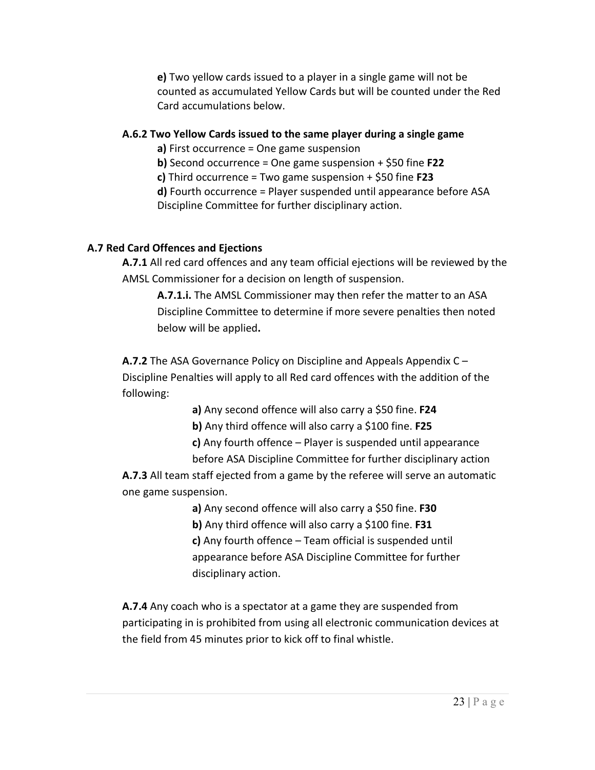**e)** Two yellow cards issued to a player in a single game will not be counted as accumulated Yellow Cards but will be counted under the Red Card accumulations below.

**A.6.2 Two Yellow Cards issued to the same player during a single game**

**a)** First occurrence = One game suspension

**b)** Second occurrence = One game suspension + $50 fine **F22**

**c)** Third occurrence = Two game suspension + $50 fine **F23**

**d)** Fourth occurrence = Player suspended until appearance before ASA Discipline Committee for further disciplinary action.

**A.7 Red Card Offences and Ejections**

**A.7.1** All red card offences and any team official ejections will be reviewed by the AMSL Commissioner for a decision on length of suspension.

**A.7.1.i.** The AMSL Commissioner may then refer the matter to an ASA Discipline Committee to determine if more severe penalties then noted below will be applied**.**

**A.7.2** The ASA Governance Policy on Discipline and Appeals Appendix C – Discipline Penalties will apply to all Red card offences with the addition of the following:

**a)** Any second offence will also carry a $50 fine. **F24**

**b)** Any third offence will also carry a $100 fine. **F25**

**c)** Any fourth offence – Player is suspended until appearance before ASA Discipline Committee for further disciplinary action

**A.7.3** All team staff ejected from a game by the referee will serve an automatic one game suspension.

**a)** Any second offence will also carry a $50 fine. **F30**

**b)** Any third offence will also carry a $100 fine. **F31**

**c)** Any fourth offence – Team official is suspended until appearance before ASA Discipline Committee for further disciplinary action.

**A.7.4** Any coach who is a spectator at a game they are suspended from participating in is prohibited from using all electronic communication devices at the field from 45 minutes prior to kick off to final whistle.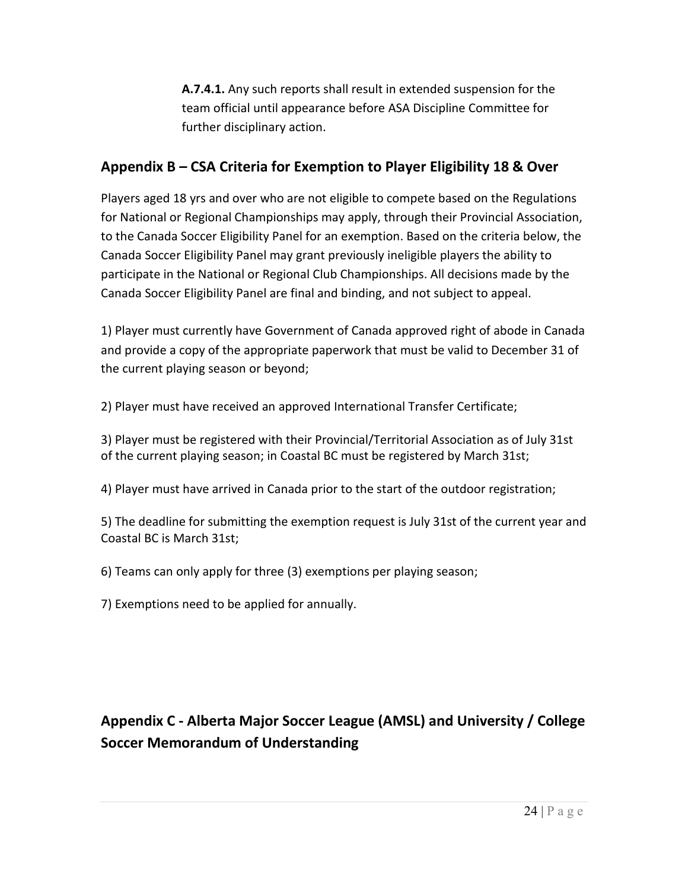**A.7.4.1.** Any such reports shall result in extended suspension for the team official until appearance before ASA Discipline Committee for further disciplinary action.

## Appendix B – CSA Criteria for Exemption to Player Eligibility 18 & Over

Players aged 18 yrs and over who are not eligible to compete based on the Regulations for National or Regional Championships may apply, through their Provincial Association, to the Canada Soccer Eligibility Panel for an exemption. Based on the criteria below, the Canada Soccer Eligibility Panel may grant previously ineligible players the ability to participate in the National or Regional Club Championships. All decisions made by the Canada Soccer Eligibility Panel are final and binding, and not subject to appeal.

1) Player must currently have Government of Canada approved right of abode in Canada and provide a copy of the appropriate paperwork that must be valid to December 31 of the current playing season or beyond;

2) Player must have received an approved International Transfer Certificate;

3) Player must be registered with their Provincial/Territorial Association as of July 31st of the current playing season; in Coastal BC must be registered by March 31st;

4) Player must have arrived in Canada prior to the start of the outdoor registration;

5) The deadline for submitting the exemption request is July 31st of the current year and Coastal BC is March 31st;

6) Teams can only apply for three (3) exemptions per playing season;

7) Exemptions need to be applied for annually.

## Appendix C - Alberta Major Soccer League (AMSL) and University / College Soccer Memorandum of Understanding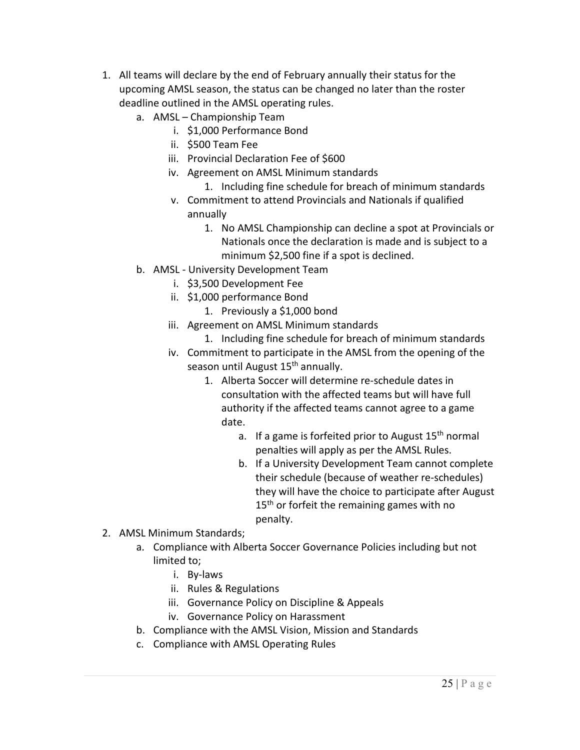1. All teams will declare by the end of February annually their status for the upcoming AMSL season, the status can be changed no later than the roster deadline outlined in the AMSL operating rules.
    a. AMSL – Championship Team
        i. $1,000 Performance Bond
        ii. $500 Team Fee
        iii. Provincial Declaration Fee of $600
        iv. Agreement on AMSL Minimum standards
            1. Including fine schedule for breach of minimum standards
        v. Commitment to attend Provincials and Nationals if qualified annually
            1. No AMSL Championship can decline a spot at Provincials or Nationals once the declaration is made and is subject to a minimum $2,500 fine if a spot is declined.
    b. AMSL - University Development Team
        i. $3,500 Development Fee
        ii. $1,000 performance Bond
            1. Previously a $1,000 bond
        iii. Agreement on AMSL Minimum standards
            1. Including fine schedule for breach of minimum standards
        iv. Commitment to participate in the AMSL from the opening of the season until August 15th annually.
            1. Alberta Soccer will determine re-schedule dates in consultation with the affected teams but will have full authority if the affected teams cannot agree to a game date.
                a. If a game is forfeited prior to August 15th normal penalties will apply as per the AMSL Rules.
                b. If a University Development Team cannot complete their schedule (because of weather re-schedules) they will have the choice to participate after August 15th or forfeit the remaining games with no penalty.
2. AMSL Minimum Standards;
    a. Compliance with Alberta Soccer Governance Policies including but not limited to;
        i. By-laws
        ii. Rules & Regulations
        iii. Governance Policy on Discipline & Appeals
        iv. Governance Policy on Harassment
    b. Compliance with the AMSL Vision, Mission and Standards
    c. Compliance with AMSL Operating Rules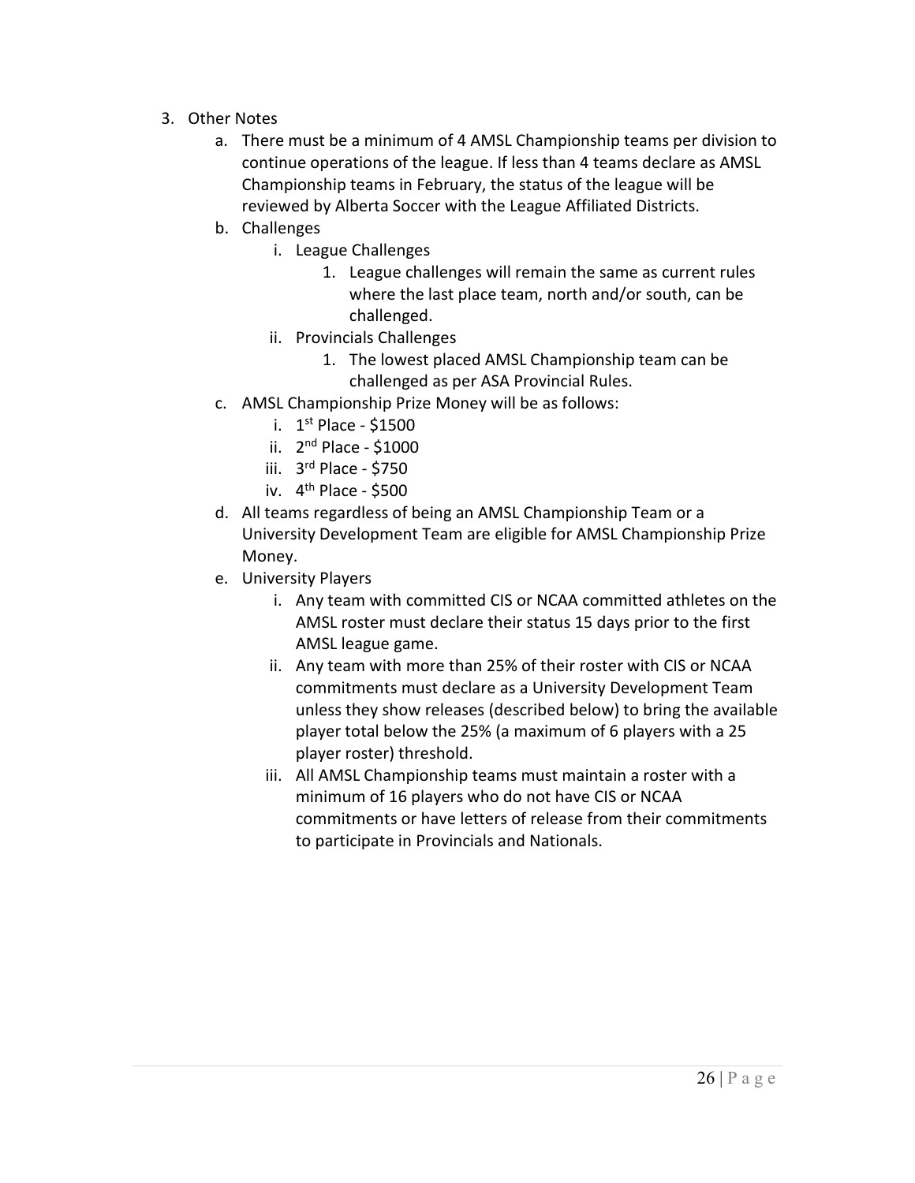3. Other Notes
    a. There must be a minimum of 4 AMSL Championship teams per division to continue operations of the league. If less than 4 teams declare as AMSL Championship teams in February, the status of the league will be reviewed by Alberta Soccer with the League Affiliated Districts.
    b. Challenges
        i. League Challenges
            1. League challenges will remain the same as current rules where the last place team, north and/or south, can be challenged.
        ii. Provincials Challenges
            1. The lowest placed AMSL Championship team can be challenged as per ASA Provincial Rules.
    c. AMSL Championship Prize Money will be as follows:
        i. 1st Place - $1500
        ii. 2nd Place - $1000
        iii. 3rd Place - $750
        iv. 4th Place - $500
    d. All teams regardless of being an AMSL Championship Team or a University Development Team are eligible for AMSL Championship Prize Money.
    e. University Players
        i. Any team with committed CIS or NCAA committed athletes on the AMSL roster must declare their status 15 days prior to the first AMSL league game.
        ii. Any team with more than 25% of their roster with CIS or NCAA commitments must declare as a University Development Team unless they show releases (described below) to bring the available player total below the 25% (a maximum of 6 players with a 25 player roster) threshold.
        iii. All AMSL Championship teams must maintain a roster with a minimum of 16 players who do not have CIS or NCAA commitments or have letters of release from their commitments to participate in Provincials and Nationals.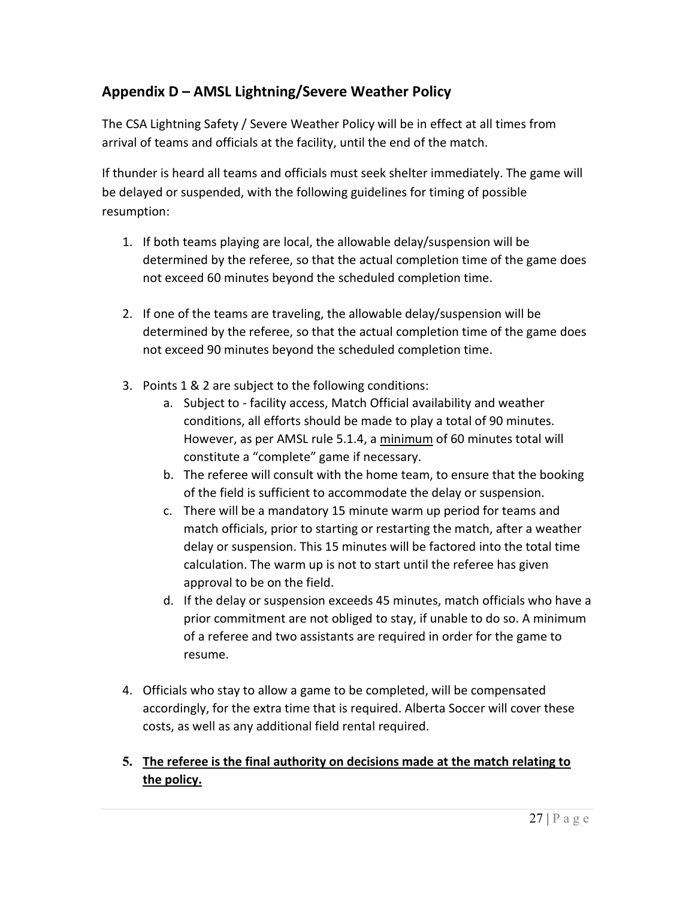## Appendix D – AMSL Lightning/Severe Weather Policy

The CSA Lightning Safety / Severe Weather Policy will be in effect at all times from arrival of teams and officials at the facility, until the end of the match.

If thunder is heard all teams and officials must seek shelter immediately. The game will be delayed or suspended, with the following guidelines for timing of possible resumption:

1. If both teams playing are local, the allowable delay/suspension will be determined by the referee, so that the actual completion time of the game does not exceed 60 minutes beyond the scheduled completion time.

2. If one of the teams are traveling, the allowable delay/suspension will be determined by the referee, so that the actual completion time of the game does not exceed 90 minutes beyond the scheduled completion time.

3. Points 1 & 2 are subject to the following conditions:
   a. Subject to - facility access, Match Official availability and weather conditions, all efforts should be made to play a total of 90 minutes. However, as per AMSL rule 5.1.4, a <u>minimum</u> of 60 minutes total will constitute a "complete" game if necessary.
   b. The referee will consult with the home team, to ensure that the booking of the field is sufficient to accommodate the delay or suspension.
   c. There will be a mandatory 15 minute warm up period for teams and match officials, prior to starting or restarting the match, after a weather delay or suspension. This 15 minutes will be factored into the total time calculation. The warm up is not to start until the referee has given approval to be on the field.
   d. If the delay or suspension exceeds 45 minutes, match officials who have a prior commitment are not obliged to stay, if unable to do so. A minimum of a referee and two assistants are required in order for the game to resume.

4. Officials who stay to allow a game to be completed, will be compensated accordingly, for the extra time that is required. Alberta Soccer will cover these costs, as well as any additional field rental required.

5. **<u>The referee is the final authority on decisions made at the match relating to the policy.</u>**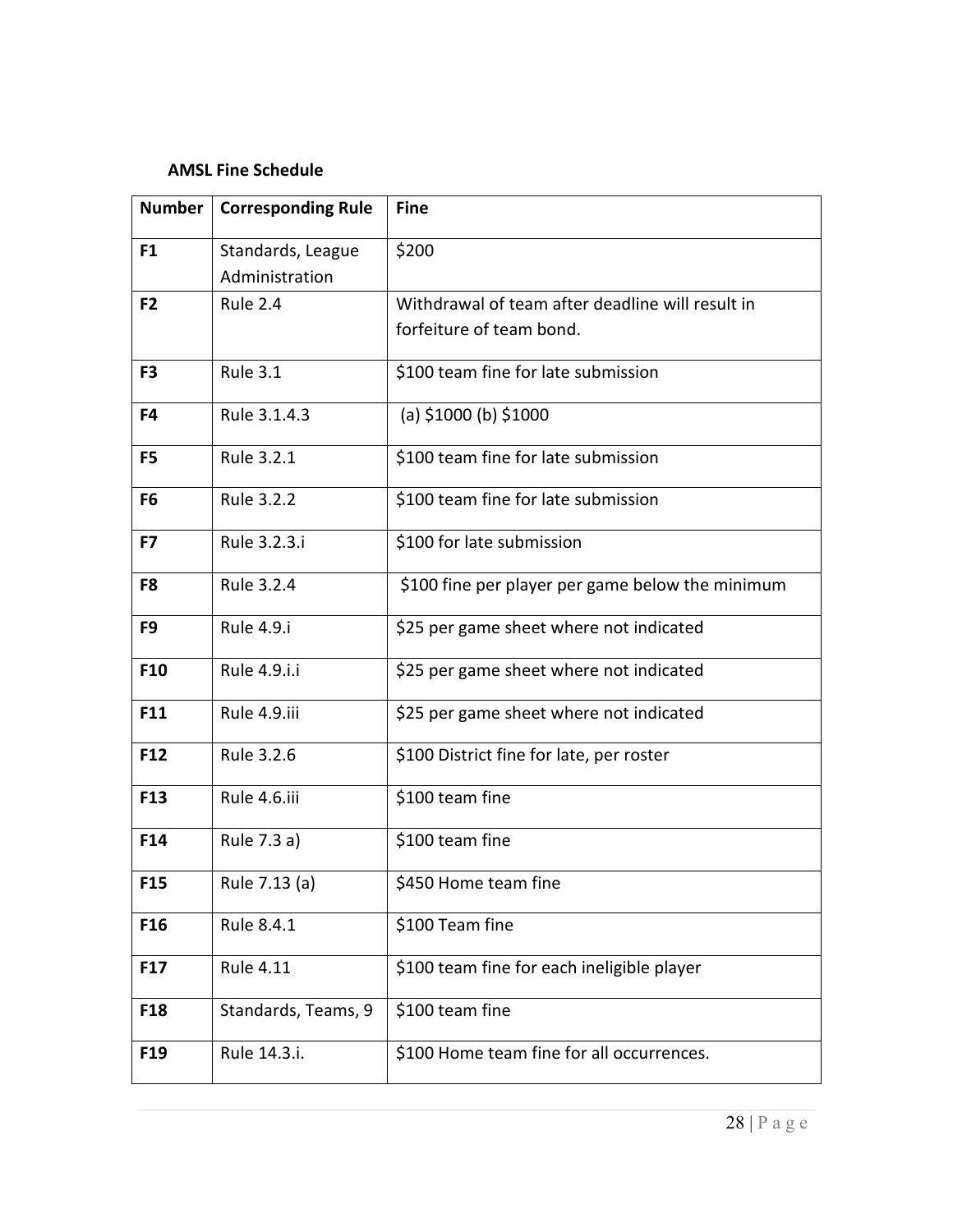**AMSL Fine Schedule**

| Number | Corresponding Rule | Fine |
|---|---|---|
| **F1** | Standards, League Administration | $200 |
| **F2** | Rule 2.4 | Withdrawal of team after deadline will result in forfeiture of team bond. |
| **F3** | Rule 3.1 | $100 team fine for late submission |
| **F4** | Rule 3.1.4.3 | (a) $1000 (b) $1000 |
| **F5** | Rule 3.2.1 | $100 team fine for late submission |
| **F6** | Rule 3.2.2 | $100 team fine for late submission |
| **F7** | Rule 3.2.3.i | $100 for late submission |
| **F8** | Rule 3.2.4 | $100 fine per player per game below the minimum |
| **F9** | Rule 4.9.i | $25 per game sheet where not indicated |
| **F10** | Rule 4.9.i.i | $25 per game sheet where not indicated |
| **F11** | Rule 4.9.iii | $25 per game sheet where not indicated |
| **F12** | Rule 3.2.6 | $100 District fine for late, per roster |
| **F13** | Rule 4.6.iii | $100 team fine |
| **F14** | Rule 7.3 a) | $100 team fine |
| **F15** | Rule 7.13 (a) | $450 Home team fine |
| **F16** | Rule 8.4.1 | $100 Team fine |
| **F17** | Rule 4.11 | $100 team fine for each ineligible player |
| **F18** | Standards, Teams, 9 | $100 team fine |
| **F19** | Rule 14.3.i. | $100 Home team fine for all occurrences. |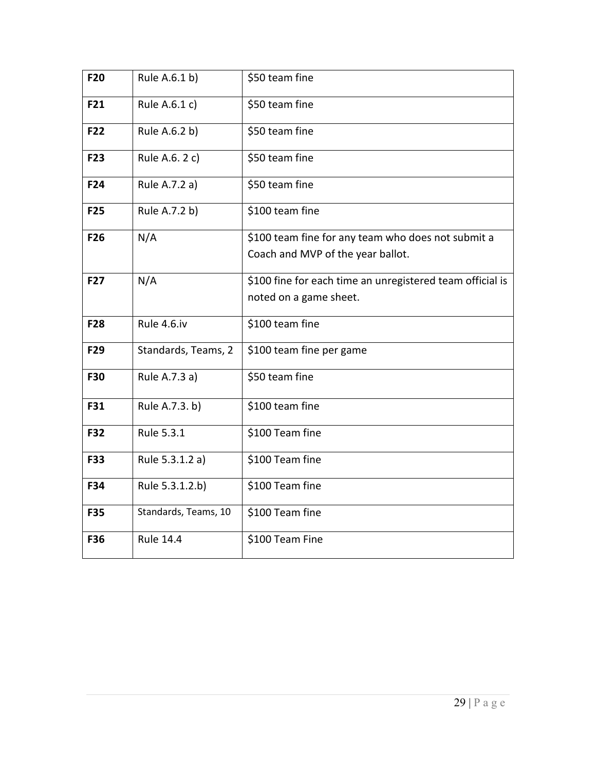| | | |
|---|---|---|
| **F20** | Rule A.6.1 b) | $50 team fine |
| **F21** | Rule A.6.1 c) | $50 team fine |
| **F22** | Rule A.6.2 b) | $50 team fine |
| **F23** | Rule A.6. 2 c) | $50 team fine |
| **F24** | Rule A.7.2 a) | $50 team fine |
| **F25** | Rule A.7.2 b) | $100 team fine |
| **F26** | N/A | $100 team fine for any team who does not submit a Coach and MVP of the year ballot. |
| **F27** | N/A | $100 fine for each time an unregistered team official is noted on a game sheet. |
| **F28** | Rule 4.6.iv | $100 team fine |
| **F29** | Standards, Teams, 2 | $100 team fine per game |
| **F30** | Rule A.7.3 a) | $50 team fine |
| **F31** | Rule A.7.3. b) | $100 team fine |
| **F32** | Rule 5.3.1 | $100 Team fine |
| **F33** | Rule 5.3.1.2 a) | $100 Team fine |
| **F34** | Rule 5.3.1.2.b) | $100 Team fine |
| **F35** | Standards, Teams, 10 | $100 Team fine |
| **F36** | Rule 14.4 | $100 Team Fine |